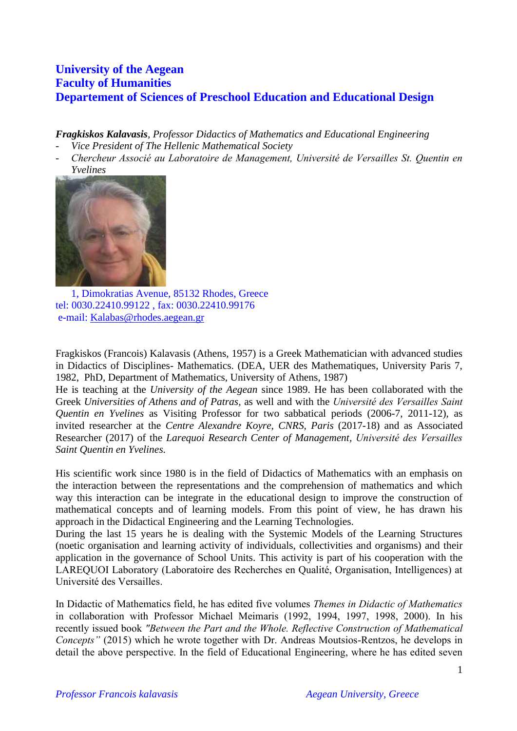**University of the Aegean**
**Faculty of Humanities**
**Departement of Sciences of Preschool Education and Educational Design**

***Fragkiskos Kalavasis**, Professor Didactics of Mathematics and Educational Engineering*

- *Vice President of The Hellenic Mathematical Society*
- *Chercheur Associé au Laboratoire de Management, Université de Versailles St. Quentin en Yvelines*

1, Dimokratias Avenue, 85132 Rhodes, Greece
tel: 0030.22410.99122 , fax: 0030.22410.99176
e-mail: Kalabas@rhodes.aegean.gr

Fragkiskos (Francois) Kalavasis (Athens, 1957) is a Greek Mathematician with advanced studies in Didactics of Disciplines- Mathematics. (DEA, UER des Mathematiques, University Paris 7, 1982, PhD, Department of Mathematics, University of Athens, 1987)
He is teaching at the *University of the Aegean* since 1989. He has been collaborated with the Greek *Universities of Athens and of Patras,* as well and with the *Université des Versailles Saint Quentin en Yvelines* as Visiting Professor for two sabbatical periods (2006-7, 2011-12), as invited researcher at the *Centre Alexandre Koyre, CNRS, Paris* (2017-18) and as Associated Researcher (2017) of the *Larequoi Research Center of Management, Université des Versailles Saint Quentin en Yvelines.*

His scientific work since 1980 is in the field of Didactics of Mathematics with an emphasis on the interaction between the representations and the comprehension of mathematics and which way this interaction can be integrate in the educational design to improve the construction of mathematical concepts and of learning models. From this point of view, he has drawn his approach in the Didactical Engineering and the Learning Technologies.
During the last 15 years he is dealing with the Systemic Models of the Learning Structures (noetic organisation and learning activity of individuals, collectivities and organisms) and their application in the governance of School Units. This activity is part of his cooperation with the LAREQUOI Laboratory (Laboratoire des Recherches en Qualité, Organisation, Intelligences) at Université des Versailles.

In Didactic of Mathematics field, he has edited five volumes *Themes in Didactic of Mathematics* in collaboration with Professor Michael Meimaris (1992, 1994, 1997, 1998, 2000). In his recently issued book *"Between the Part and the Whole. Reflective Construction of Mathematical Concepts"* (2015) which he wrote together with Dr. Andreas Moutsios-Rentzos, he develops in detail the above perspective. In the field of Educational Engineering, where he has edited seven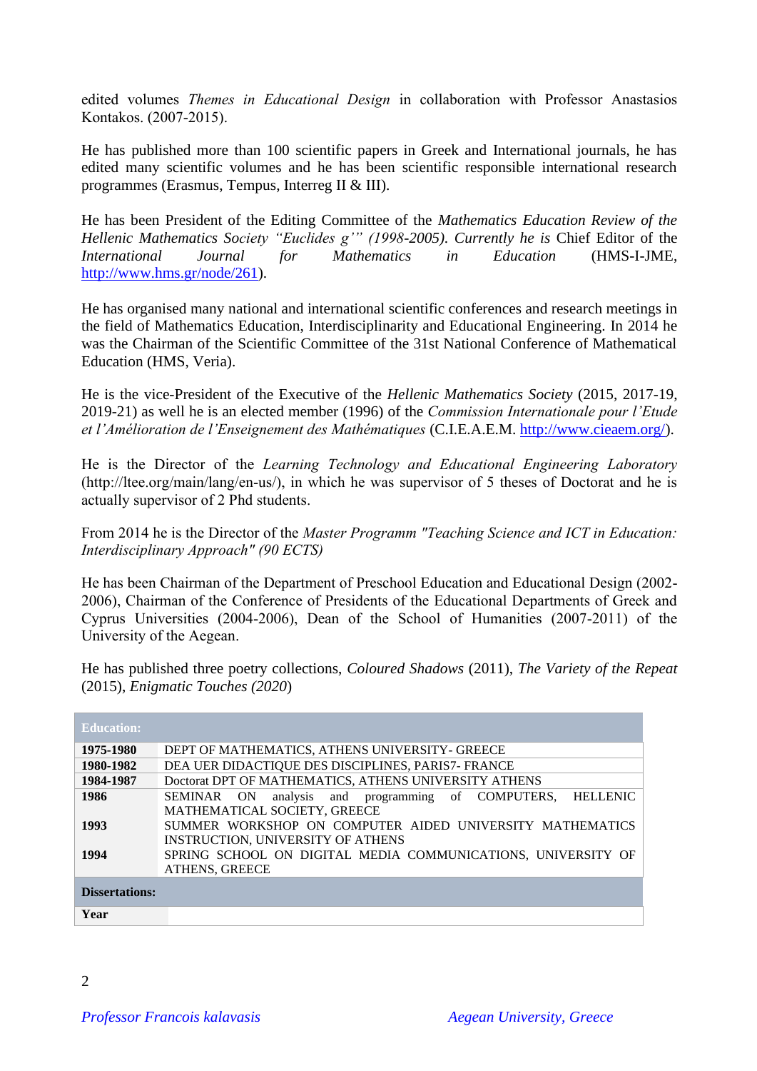edited volumes *Themes in Educational Design* in collaboration with Professor Anastasios Kontakos. (2007-2015).

He has published more than 100 scientific papers in Greek and International journals, he has edited many scientific volumes and he has been scientific responsible international research programmes (Erasmus, Tempus, Interreg II & III).

He has been President of the Editing Committee of the *Mathematics Education Review of the Hellenic Mathematics Society "Euclides g'" (1998-2005). Currently he is* Chief Editor of the *International Journal for Mathematics in Education* (HMS-I-JME, http://www.hms.gr/node/261).

He has organised many national and international scientific conferences and research meetings in the field of Mathematics Education, Interdisciplinarity and Educational Engineering. In 2014 he was the Chairman of the Scientific Committee of the 31st National Conference of Mathematical Education (HMS, Veria).

He is the vice-President of the Executive of the *Hellenic Mathematics Society* (2015, 2017-19, 2019-21) as well he is an elected member (1996) of the *Commission Internationale pour l'Etude et l'Amélioration de l'Enseignement des Mathématiques* (C.I.E.A.E.M. http://www.cieaem.org/).

He is the Director of the *Learning Technology and Educational Engineering Laboratory* (http://ltee.org/main/lang/en-us/), in which he was supervisor of 5 theses of Doctorat and he is actually supervisor of 2 Phd students.

From 2014 he is the Director of the *Master Programm "Teaching Science and ICT in Education: Interdisciplinary Approach" (90 ECTS)*

He has been Chairman of the Department of Preschool Education and Educational Design (2002-2006), Chairman of the Conference of Presidents of the Educational Departments of Greek and Cyprus Universities (2004-2006), Dean of the School of Humanities (2007-2011) of the University of the Aegean.

He has published three poetry collections, *Coloured Shadows* (2011), *The Variety of the Repeat* (2015), *Enigmatic Touches (2020*)

| **Education:** | |
|---|---|
| **1975-1980** | DEPT OF MATHEMATICS, ATHENS UNIVERSITY- GREECE |
| **1980-1982** | DEA UER DIDACTIQUE DES DISCIPLINES, PARIS7- FRANCE |
| **1984-1987** | Doctorat DPT OF MATHEMATICS, ATHENS UNIVERSITY ATHENS |
| **1986** | SEMINAR ON analysis and programming of COMPUTERS, HELLENIC MATHEMATICAL SOCIETY, GREECE |
| **1993** | SUMMER WORKSHOP ON COMPUTER AIDED UNIVERSITY MATHEMATICS INSTRUCTION, UNIVERSITY OF ATHENS |
| **1994** | SPRING SCHOOL ON DIGITAL MEDIA COMMUNICATIONS, UNIVERSITY OF ATHENS, GREECE |
| **Dissertations:** | |
| **Year** | |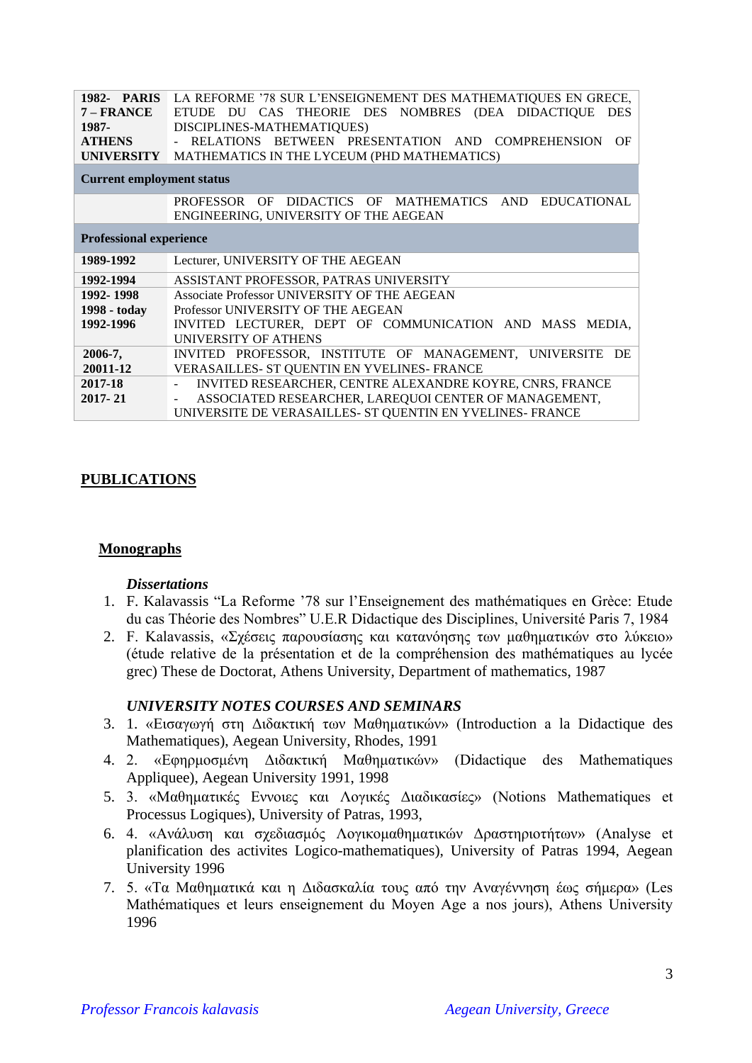| | |
|---|---|
| **1982- PARIS 7 – FRANCE** **1987- ATHENS UNIVERSITY** | LA REFORME '78 SUR L'ENSEIGNEMENT DES MATHEMATIQUES EN GRECE, ETUDE DU CAS THEORIE DES NOMBRES (DEA DIDACTIQUE DES DISCIPLINES-MATHEMATIQUES) - RELATIONS BETWEEN PRESENTATION AND COMPREHENSION OF MATHEMATICS IN THE LYCEUM (PHD MATHEMATICS) |
| **Current employment status** | |
| | PROFESSOR OF DIDACTICS OF MATHEMATICS AND EDUCATIONAL ENGINEERING, UNIVERSITY OF THE AEGEAN |
| **Professional experience** | |
| **1989-1992** | Lecturer, UNIVERSITY OF THE AEGEAN |
| **1992-1994** | ASSISTANT PROFESSOR, PATRAS UNIVERSITY |
| **1992- 1998** **1998 - today** **1992-1996** | Associate Professor UNIVERSITY OF THE AEGEAN Professor UNIVERSITY OF THE AEGEAN INVITED LECTURER, DEPT OF COMMUNICATION AND MASS MEDIA, UNIVERSITY OF ATHENS |
| **2006-7,** **20011-12** | INVITED PROFESSOR, INSTITUTE OF MANAGEMENT, UNIVERSITE DE VERASAILLES- ST QUENTIN EN YVELINES- FRANCE |
| **2017-18** **2017- 21** | - INVITED RESEARCHER, CENTRE ALEXANDRE KOYRE, CNRS, FRANCE - ASSOCIATED RESEARCHER, LAREQUOI CENTER OF MANAGEMENT, UNIVERSITE DE VERASAILLES- ST QUENTIN EN YVELINES- FRANCE |

## PUBLICATIONS

### Monographs

#### *Dissertations*

1. F. Kalavassis "La Reforme '78 sur l'Enseignement des mathématiques en Grèce: Etude du cas Théorie des Nombres" U.E.R Didactique des Disciplines, Université Paris 7, 1984
2. F. Kalavassis, «Σχέσεις παρουσίασης και κατανόησης των μαθηματικών στο λύκειο» (étude relative de la présentation et de la compréhension des mathématiques au lycée grec) These de Doctorat, Athens University, Department of mathematics, 1987

#### *UNIVERSITY NOTES COURSES AND SEMINARS*

3. 1. «Εισαγωγή στη Διδακτική των Μαθηματικών» (Introduction a la Didactique des Mathematiques), Aegean University, Rhodes, 1991
4. 2. «Εφηρμοσμένη Διδακτική Μαθηματικών» (Didactique des Mathematiques Appliquee), Aegean University 1991, 1998
5. 3. «Μαθηματικές Εννοιες και Λογικές Διαδικασίες» (Notions Mathematiques et Processus Logiques), University of Patras, 1993,
6. 4. «Ανάλυση και σχεδιασμός Λογικομαθηματικών Δραστηριοτήτων» (Analyse et planification des activites Logico-mathematiques), University of Patras 1994, Aegean University 1996
7. 5. «Τα Μαθηματικά και η Διδασκαλία τους από την Αναγέννηση έως σήμερα» (Les Mathématiques et leurs enseignement du Moyen Age a nos jours), Athens University 1996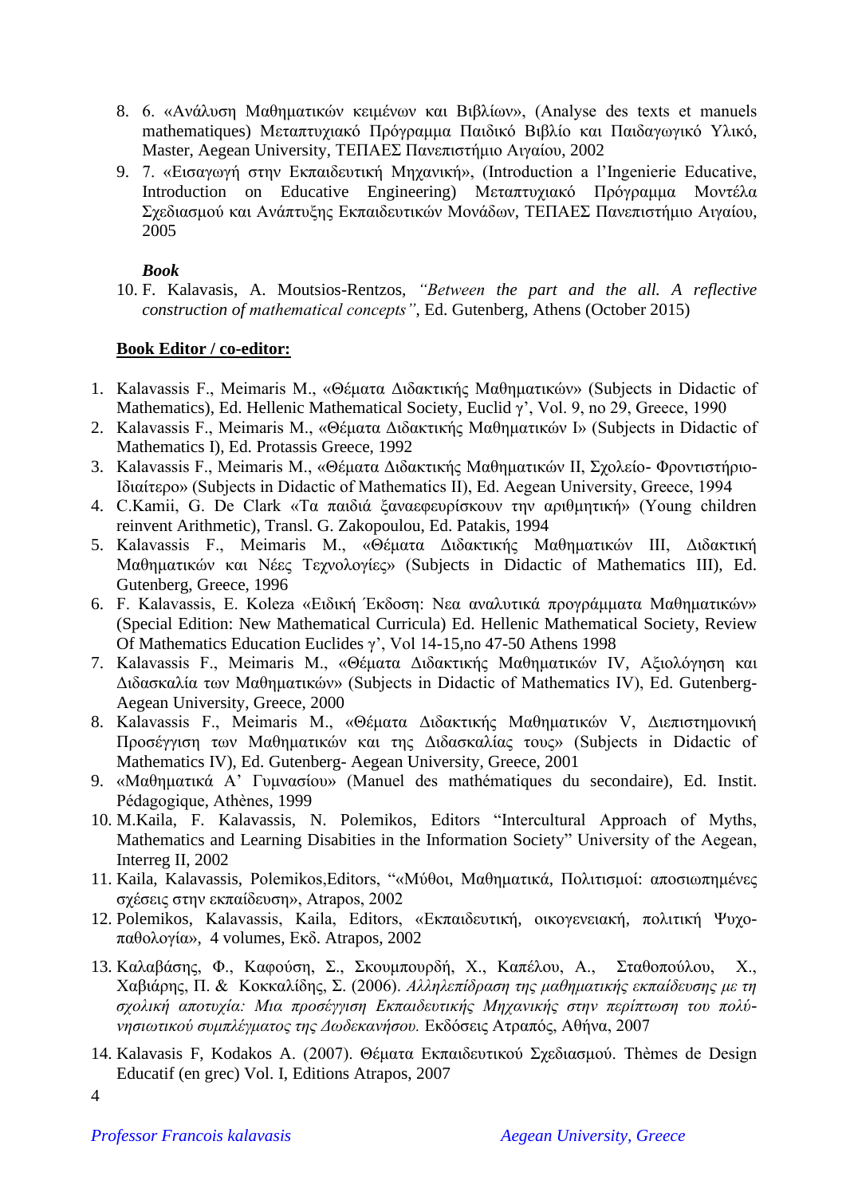8. 6. «Ανάλυση Μαθηματικών κειμένων και Βιβλίων», (Analyse des texts et manuels mathematiques) Μεταπτυχιακό Πρόγραμμα Παιδικό Βιβλίο και Παιδαγωγικό Υλικό, Master, Aegean University, ΤΕΠΑΕΣ Πανεπιστήμιο Αιγαίου, 2002
9. 7. «Εισαγωγή στην Εκπαιδευτική Μηχανική», (Introduction a l'Ingenierie Educative, Introduction on Educative Engineering) Μεταπτυχιακό Πρόγραμμα Μοντέλα Σχεδιασμού και Ανάπτυξης Εκπαιδευτικών Μονάδων, ΤΕΠΑΕΣ Πανεπιστήμιο Αιγαίου, 2005

***Book***

10. F. Kalavasis, A. Moutsios-Rentzos, *"Between the part and the all. A reflective construction of mathematical concepts"*, Ed. Gutenberg, Athens (October 2015)

**Book Editor / co-editor:**

1. Kalavassis F., Meimaris M., «Θέματα Διδακτικής Μαθηματικών» (Subjects in Didactic of Mathematics), Ed. Hellenic Mathematical Society, Euclid γ', Vol. 9, no 29, Greece, 1990
2. Kalavassis F., Meimaris M., «Θέματα Διδακτικής Μαθηματικών Ι» (Subjects in Didactic of Mathematics I), Ed. Protassis Greece, 1992
3. Kalavassis F., Meimaris M., «Θέματα Διδακτικής Μαθηματικών ΙΙ, Σχολείο- Φροντιστήριο-Ιδιαίτερο» (Subjects in Didactic of Mathematics II), Ed. Aegean University, Greece, 1994
4. C.Kamii, G. De Clark «Τα παιδιά ξαναεφευρίσκουν την αριθμητική» (Young children reinvent Arithmetic), Transl. G. Zakopoulou, Ed. Patakis, 1994
5. Kalavassis F., Meimaris M., «Θέματα Διδακτικής Μαθηματικών ΙΙΙ, Διδακτική Μαθηματικών και Νέες Τεχνολογίες» (Subjects in Didactic of Mathematics III), Ed. Gutenberg, Greece, 1996
6. F. Kalavassis, E. Koleza «Ειδική Έκδοση: Νεα αναλυτικά προγράμματα Μαθηματικών» (Special Edition: New Mathematical Curricula) Ed. Hellenic Mathematical Society, Review Of Mathematics Education Euclides γ', Vol 14-15,no 47-50 Athens 1998
7. Kalavassis F., Meimaris M., «Θέματα Διδακτικής Μαθηματικών IV, Αξιολόγηση και Διδασκαλία των Μαθηματικών» (Subjects in Didactic of Mathematics IV), Ed. Gutenberg-Aegean University, Greece, 2000
8. Kalavassis F., Meimaris M., «Θέματα Διδακτικής Μαθηματικών V, Διεπιστημονική Προσέγγιση των Μαθηματικών και της Διδασκαλίας τους» (Subjects in Didactic of Mathematics IV), Ed. Gutenberg- Aegean University, Greece, 2001
9. «Μαθηματικά Α' Γυμνασίου» (Manuel des mathématiques du secondaire), Ed. Instit. Pédagogique, Athènes, 1999
10. M.Kaila, F. Kalavassis, N. Polemikos, Editors "Intercultural Approach of Myths, Mathematics and Learning Disabities in the Information Society" University of the Aegean, Interreg II, 2002
11. Kaila, Kalavassis, Polemikos,Editors, "«Μύθοι, Μαθηματικά, Πολιτισμοί: αποσιωπημένες σχέσεις στην εκπαίδευση», Atrapos, 2002
12. Polemikos, Kalavassis, Kaila, Editors, «Εκπαιδευτική, οικογενειακή, πολιτική Ψυχο-παθολογία», 4 volumes, Εκδ. Atrapos, 2002
13. Καλαβάσης, Φ., Καφούση, Σ., Σκουμπουρδή, Χ., Καπέλου, Α., Σταθοπούλου, Χ., Χαβιάρης, Π. & Κοκκαλίδης, Σ. (2006). *Αλληλεπίδραση της μαθηματικής εκπαίδευσης με τη σχολική αποτυχία: Μια προσέγγιση Εκπαιδευτικής Μηχανικής στην περίπτωση του πολύ-νησιωτικού συμπλέγματος της Δωδεκανήσου.* Εκδόσεις Ατραπός, Αθήνα, 2007
14. Kalavasis F, Kodakos A. (2007). Θέματα Εκπαιδευτικού Σχεδιασμού. Thèmes de Design Educatif (en grec) Vol. I, Editions Atrapos, 2007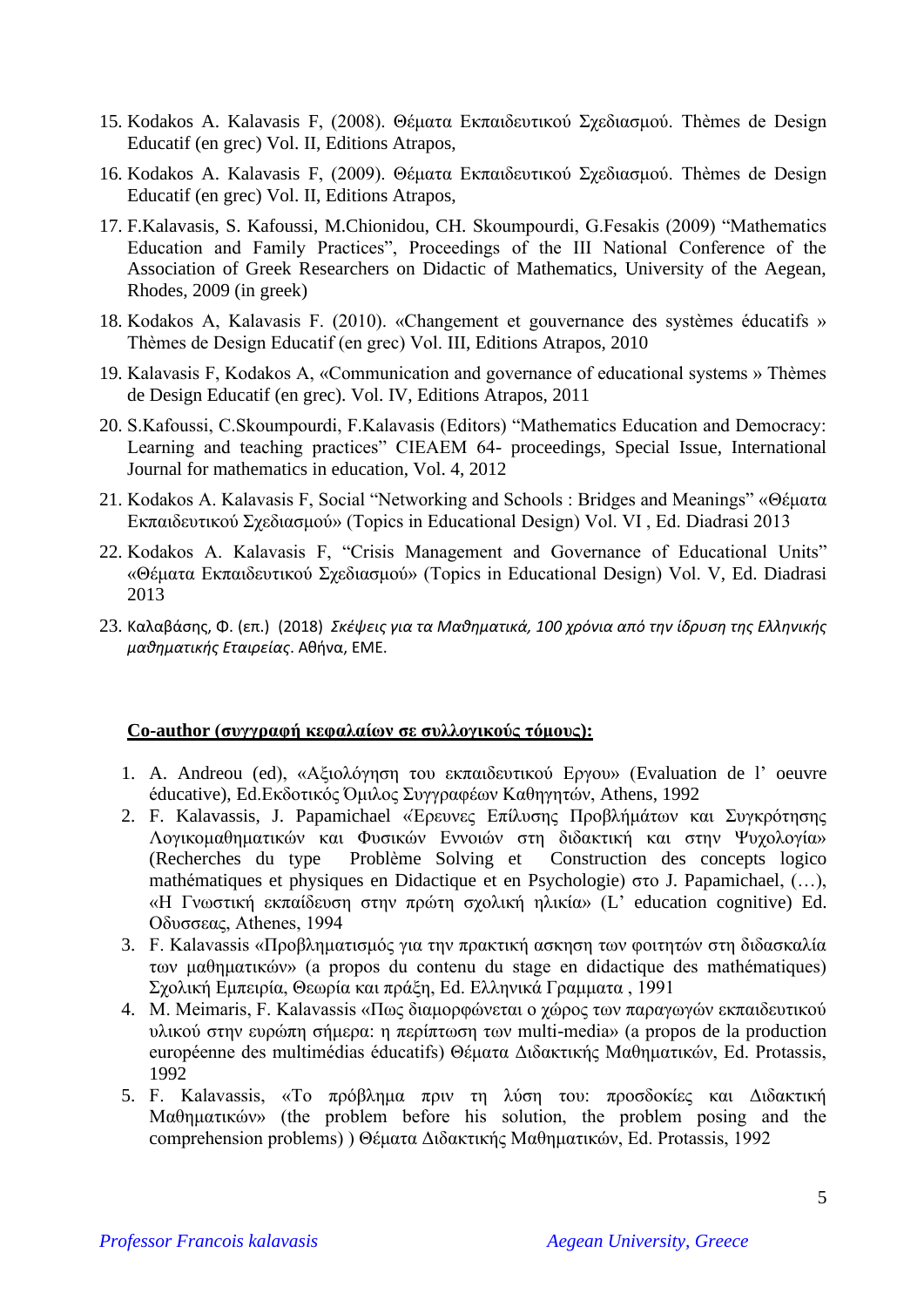15. Kodakos A. Kalavasis F, (2008). Θέματα Εκπαιδευτικού Σχεδιασμού. Thèmes de Design Educatif (en grec) Vol. II, Editions Atrapos,

16. Kodakos A. Kalavasis F, (2009). Θέματα Εκπαιδευτικού Σχεδιασμού. Thèmes de Design Educatif (en grec) Vol. II, Editions Atrapos,

17. F.Kalavasis, S. Kafoussi, M.Chionidou, CH. Skoumpourdi, G.Fesakis (2009) "Mathematics Education and Family Practices", Proceedings of the III National Conference of the Association of Greek Researchers on Didactic of Mathematics, University of the Aegean, Rhodes, 2009 (in greek)

18. Kodakos A, Kalavasis F. (2010). «Changement et gouvernance des systèmes éducatifs » Thèmes de Design Educatif (en grec) Vol. III, Editions Atrapos, 2010

19. Kalavasis F, Kodakos A, «Communication and governance of educational systems » Thèmes de Design Educatif (en grec). Vol. IV, Editions Atrapos, 2011

20. S.Kafoussi, C.Skoumpourdi, F.Kalavasis (Editors) "Mathematics Education and Democracy: Learning and teaching practices" CIEAEM 64- proceedings, Special Issue, International Journal for mathematics in education, Vol. 4, 2012

21. Kodakos A. Kalavasis F, Social "Networking and Schools : Bridges and Meanings" «Θέματα Εκπαιδευτικού Σχεδιασμού» (Topics in Educational Design) Vol. VI , Ed. Diadrasi 2013

22. Kodakos A. Kalavasis F, "Crisis Management and Governance of Educational Units" «Θέματα Εκπαιδευτικού Σχεδιασμού» (Topics in Educational Design) Vol. V, Ed. Diadrasi 2013

23. Καλαβάσης, Φ. (επ.) (2018) *Σκέψεις για τα Μαθηματικά, 100 χρόνια από την ίδρυση της Ελληνικής μαθηματικής Εταιρείας*. Αθήνα, ΕΜΕ.

**Co-author (συγγραφή κεφαλαίων σε συλλογικούς τόμους):**

1. A. Andreou (ed), «Αξιολόγηση του εκπαιδευτικού Εργου» (Evaluation de l' oeuvre éducative), Ed.Εκδοτικός Όμιλος Συγγραφέων Καθηγητών, Athens, 1992
2. F. Kalavassis, J. Papamichael «Ερευνες Επίλυσης Προβλήμάτων και Συγκρότησης Λογικομαθηματικών και Φυσικών Εννοιών στη διδακτική και στην Ψυχολογία» (Recherches du type Problème Solving et Construction des concepts logico mathématiques et physiques en Didactique et en Psychologie) στο J. Papamichael, (…), «Η Γνωστική εκπαίδευση στην πρώτη σχολική ηλικία» (L' education cognitive) Ed. Οδυσσεας, Athenes, 1994
3. F. Kalavassis «Προβληματισμός για την πρακτική ασκηση των φοιτητών στη διδασκαλία των μαθηματικών» (a propos du contenu du stage en didactique des mathématiques) Σχολική Εμπειρία, Θεωρία και πράξη, Ed. Ελληνικά Γραμματα , 1991
4. M. Meimaris, F. Kalavassis «Πως διαμορφώνεται ο χώρος των παραγωγών εκπαιδευτικού υλικού στην ευρώπη σήμερα: η περίπτωση των multi-media» (a propos de la production européenne des multimédias éducatifs) Θέματα Διδακτικής Μαθηματικών, Ed. Protassis, 1992
5. F. Kalavassis, «Το πρόβλημα πριν τη λύση του: προσδοκίες και Διδακτική Μαθηματικών» (the problem before his solution, the problem posing and the comprehension problems) ) Θέματα Διδακτικής Μαθηματικών, Ed. Protassis, 1992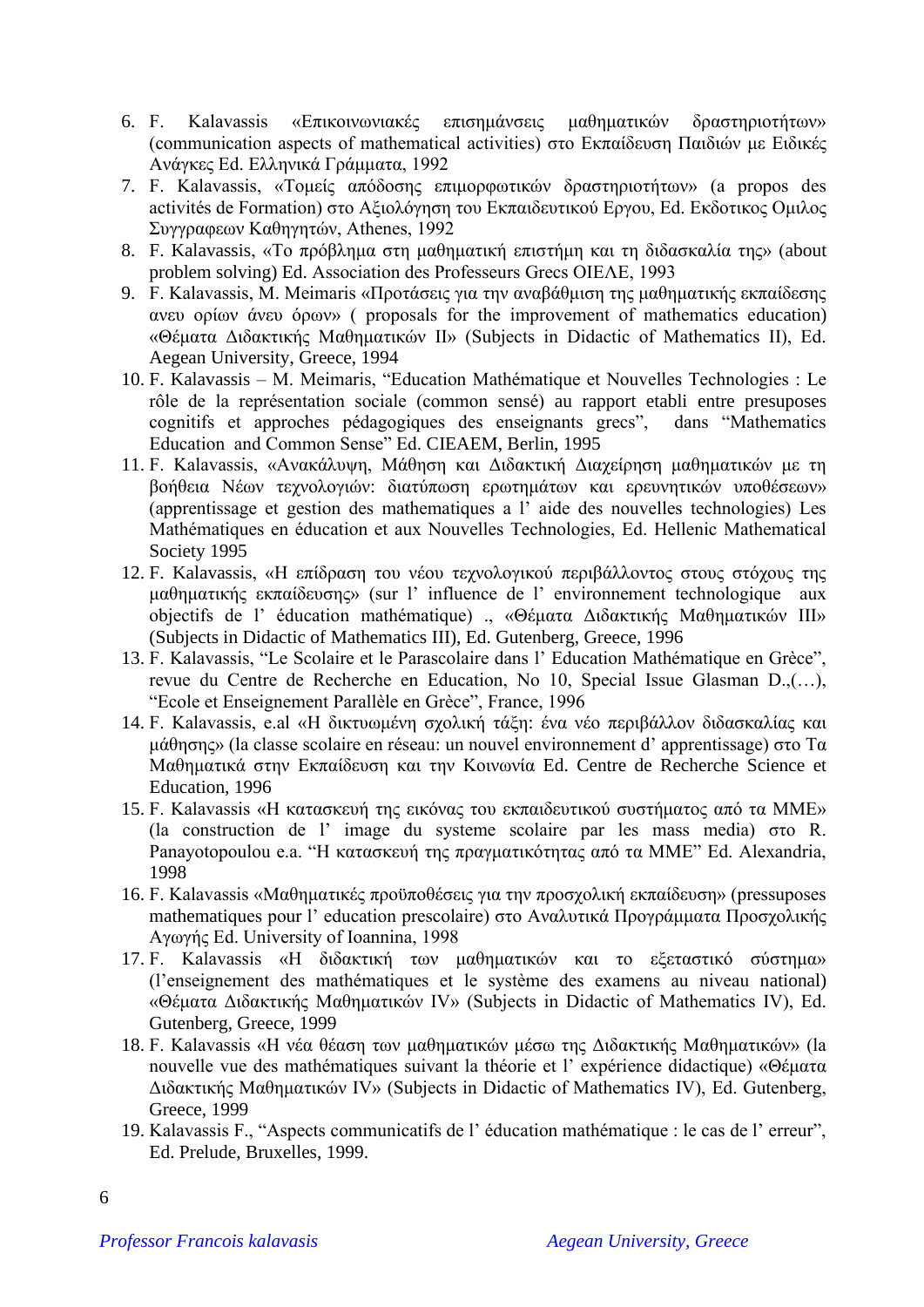6. F. Kalavassis «Επικοινωνιακές επισημάνσεις μαθηματικών δραστηριοτήτων» (communication aspects of mathematical activities) στο Εκπαίδευση Παιδιών με Ειδικές Ανάγκες Ed. Ελληνικά Γράμματα, 1992
7. F. Kalavassis, «Τομείς απόδοσης επιμορφωτικών δραστηριοτήτων» (a propos des activités de Formation) στο Αξιολόγηση του Εκπαιδευτικού Εργου, Ed. Εκδοτικος Ομιλος Συγγραφεων Καθηγητών, Athenes, 1992
8. F. Kalavassis, «Το πρόβλημα στη μαθηματική επιστήμη και τη διδασκαλία της» (about problem solving) Ed. Association des Professeurs Grecs ΟΙΕΛΕ, 1993
9. F. Kalavassis, M. Meimaris «Προτάσεις για την αναβάθμιση της μαθηματικής εκπαίδεσης ανευ ορίων άνευ όρων» ( proposals for the improvement of mathematics education) «Θέματα Διδακτικής Μαθηματικών ΙΙ» (Subjects in Didactic of Mathematics II), Ed. Aegean University, Greece, 1994
10. F. Kalavassis – M. Meimaris, "Education Mathématique et Nouvelles Technologies : Le rôle de la représentation sociale (common sensé) au rapport etabli entre presuposes cognitifs et approches pédagogiques des enseignants grecs", dans "Mathematics Education and Common Sense" Ed. CIEAEM, Berlin, 1995
11. F. Kalavassis, «Ανακάλυψη, Μάθηση και Διδακτική Διαχείρηση μαθηματικών με τη βοήθεια Νέων τεχνολογιών: διατύπωση ερωτημάτων και ερευνητικών υποθέσεων» (apprentissage et gestion des mathematiques a l' aide des nouvelles technologies) Les Mathématiques en éducation et aux Nouvelles Technologies, Ed. Hellenic Mathematical Society 1995
12. F. Kalavassis, «Η επίδραση του νέου τεχνολογικού περιβάλλοντος στους στόχους της μαθηματικής εκπαίδευσης» (sur l' influence de l' environnement technologique aux objectifs de l' éducation mathématique) ., «Θέματα Διδακτικής Μαθηματικών ΙΙΙ» (Subjects in Didactic of Mathematics III), Ed. Gutenberg, Greece, 1996
13. F. Kalavassis, "Le Scolaire et le Parascolaire dans l' Education Mathématique en Grèce", revue du Centre de Recherche en Education, No 10, Special Issue Glasman D.,(…), "Ecole et Enseignement Parallèle en Grèce", France, 1996
14. F. Kalavassis, e.al «Η δικτυωμένη σχολική τάξη: ένα νέο περιβάλλον διδασκαλίας και μάθησης» (la classe scolaire en réseau: un nouvel environnement d' apprentissage) στο Τα Μαθηματικά στην Εκπαίδευση και την Κοινωνία Ed. Centre de Recherche Science et Education, 1996
15. F. Kalavassis «Η κατασκευή της εικόνας του εκπαιδευτικού συστήματος από τα ΜΜΕ» (la construction de l' image du systeme scolaire par les mass media) στο R. Panayotopoulou e.a. "Η κατασκευή της πραγματικότητας από τα ΜΜΕ" Ed. Alexandria, 1998
16. F. Kalavassis «Μαθηματικές προϋποθέσεις για την προσχολική εκπαίδευση» (pressuposes mathematiques pour l' education prescolaire) στο Αναλυτικά Προγράμματα Προσχολικής Αγωγής Ed. University of Ioannina, 1998
17. F. Kalavassis «Η διδακτική των μαθηματικών και το εξεταστικό σύστημα» (l'enseignement des mathématiques et le système des examens au niveau national) «Θέματα Διδακτικής Μαθηματικών IV» (Subjects in Didactic of Mathematics IV), Ed. Gutenberg, Greece, 1999
18. F. Kalavassis «Η νέα θέαση των μαθηματικών μέσω της Διδακτικής Μαθηματικών» (la nouvelle vue des mathématiques suivant la théorie et l' expérience didactique) «Θέματα Διδακτικής Μαθηματικών IV» (Subjects in Didactic of Mathematics IV), Ed. Gutenberg, Greece, 1999
19. Kalavassis F., "Aspects communicatifs de l' éducation mathématique : le cas de l' erreur", Ed. Prelude, Bruxelles, 1999.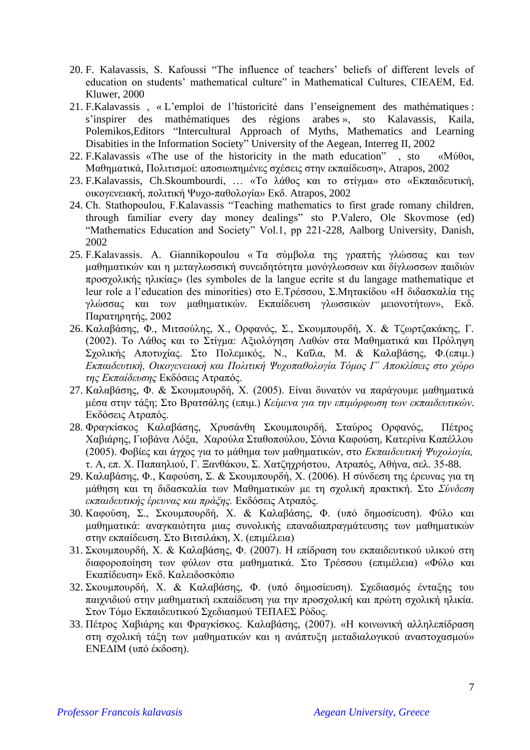20. F. Kalavassis, S. Kafoussi "The influence of teachers' beliefs of different levels of education on students' mathematical culture" in Mathematical Cultures, CIEAEM, Ed. Kluwer, 2000
21. F.Kalavassis , « L'emploi de l'historicité dans l'enseignement des mathématiques : s'inspirer des mathématiques des régions arabes », sto Kalavassis, Kaila, Polemikos,Editors "Intercultural Approach of Myths, Mathematics and Learning Disabities in the Information Society" University of the Aegean, Interreg II, 2002
22. F.Kalavassis «The use of the historicity in the math education" , sto «Μύθοι, Μαθηματικά, Πολιτισμοί: αποσιωπημένες σχέσεις στην εκπαίδευση», Atrapos, 2002
23. F.Kalavassis, Ch.Skoumbourdi, … «Το λάθος και το στίγμα» στο «Εκπαιδευτική, οικογενειακή, πολιτική Ψυχο-παθολογία» Εκδ. Atrapos, 2002
24. Ch. Stathopoulou, F.Kalavassis "Teaching mathematics to first grade romany children, through familiar every day money dealings" sto P.Valero, Ole Skovmose (ed) "Mathematics Education and Society" Vol.1, pp 221-228, Aalborg University, Danish, 2002
25. F.Kalavassis. A. Giannikopoulou « Τα σύμβολα της γραπτής γλώσσας και των μαθηματικών και η μεταγλωσσική συνειδητότητα μονόγλωσσων και δίγλωσσων παιδιών προσχολικής ηλικίας» (les symboles de la langue ecrite st du langage mathematique et leur role a l'education des minorities) στο Ε.Τρέσσου, Σ.Μητακίδου «Η διδασκαλία της γλώσσας και των μαθηματικών. Εκπαίδευση γλωσσικών μειονοτήτων», Εκδ. Παρατηρητής, 2002
26. Καλαβάσης, Φ., Μιτσούλης, Χ., Ορφανός, Σ., Σκουμπουρδή, Χ. & Τζωρτζακάκης, Γ. (2002). Το Λάθος και το Στίγμα: Αξιολόγηση Λαθών στα Μαθηματικά και Πρόληψη Σχολικής Αποτυχίας. Στο Πολεμικός, Ν., Καΐλα, Μ. & Καλαβάσης, Φ.(επιμ.) *Εκπαιδευτική, Οικογενειακή και Πολιτική Ψυχοπαθολογία Τόμος Γ΄ Αποκλίσεις στο χώρο της Εκπαίδευσης* Εκδόσεις Ατραπός.
27. Καλαβάσης, Φ. & Σκουμπουρδή, Χ. (2005). Είναι δυνατόν να παράγουμε μαθηματικά μέσα στην τάξη; Στο Βρατσάλης (επιμ.) *Κείμενα για την επιμόρφωση των εκπαιδευτικών*. Εκδόσεις Ατραπός.
28. Φραγκίσκος Καλαβάσης, Χρυσάνθη Σκουμπουρδή, Σταύρος Ορφανός, Πέτρος Χαβιάρης, Γιοβάνα Λόξα, Χαρούλα Σταθοπούλου, Σόνια Καφούση, Κατερίνα Καπέλλου (2005). Φοβίες και άγχος για το μάθημα των μαθηματικών, στο *Εκπαιδευτική Ψυχολογία,* τ. Α, επ. Χ. Παπαηλιού, Γ. Ξανθάκου, Σ. Χατζηχρήστου, Ατραπός, Αθήνα, σελ. 35-88.
29. Καλαβάσης, Φ., Καφούση, Σ. & Σκουμπουρδή, Χ. (2006). Η σύνδεση της έρευνας για τη μάθηση και τη διδασκαλία των Μαθηματικών με τη σχολική πρακτική. Στο *Σύνδεση εκπαιδευτικής έρευνας και πράξης.* Εκδόσεις Ατραπός.
30. Καφούση, Σ., Σκουμπουρδή, Χ. & Καλαβάσης, Φ. (υπό δημοσίευση). Φύλο και μαθηματικά: αναγκαιότητα μιας συνολικής επαναδιαπραγμάτευσης των μαθηματικών στην εκπαίδευση. Στο Βιτσιλάκη, Χ. (επιμέλεια)
31. Σκουμπουρδή, Χ. & Καλαβάσης, Φ. (2007). Η επίδραση του εκπαιδευτικού υλικού στη διαφοροποίηση των φύλων στα μαθηματικά. Στο Τρέσσου (επιμέλεια) «Φύλο και Εκαπίδευση» Εκδ. Καλειδοσκόπιο
32. Σκουμπουρδή, Χ. & Καλαβάσης, Φ. (υπό δημοσίευση). Σχεδιασμός ένταξης του παιχνιδιού στην μαθηματική εκπαίδευση για την προσχολική και πρώτη σχολική ηλικία. Στον Τόμο Εκπαιδευτικού Σχεδιασμού ΤΕΠΑΕΣ Ρόδος.
33. Πέτρος Χαβιάρης και Φραγκίσκος. Καλαβάσης, (2007). «Η κοινωνική αλληλεπίδραση στη σχολική τάξη των μαθηματικών και η ανάπτυξη μεταδιαλογικού αναστοχασμού» ΕΝΕΔΙΜ (υπό έκδοση).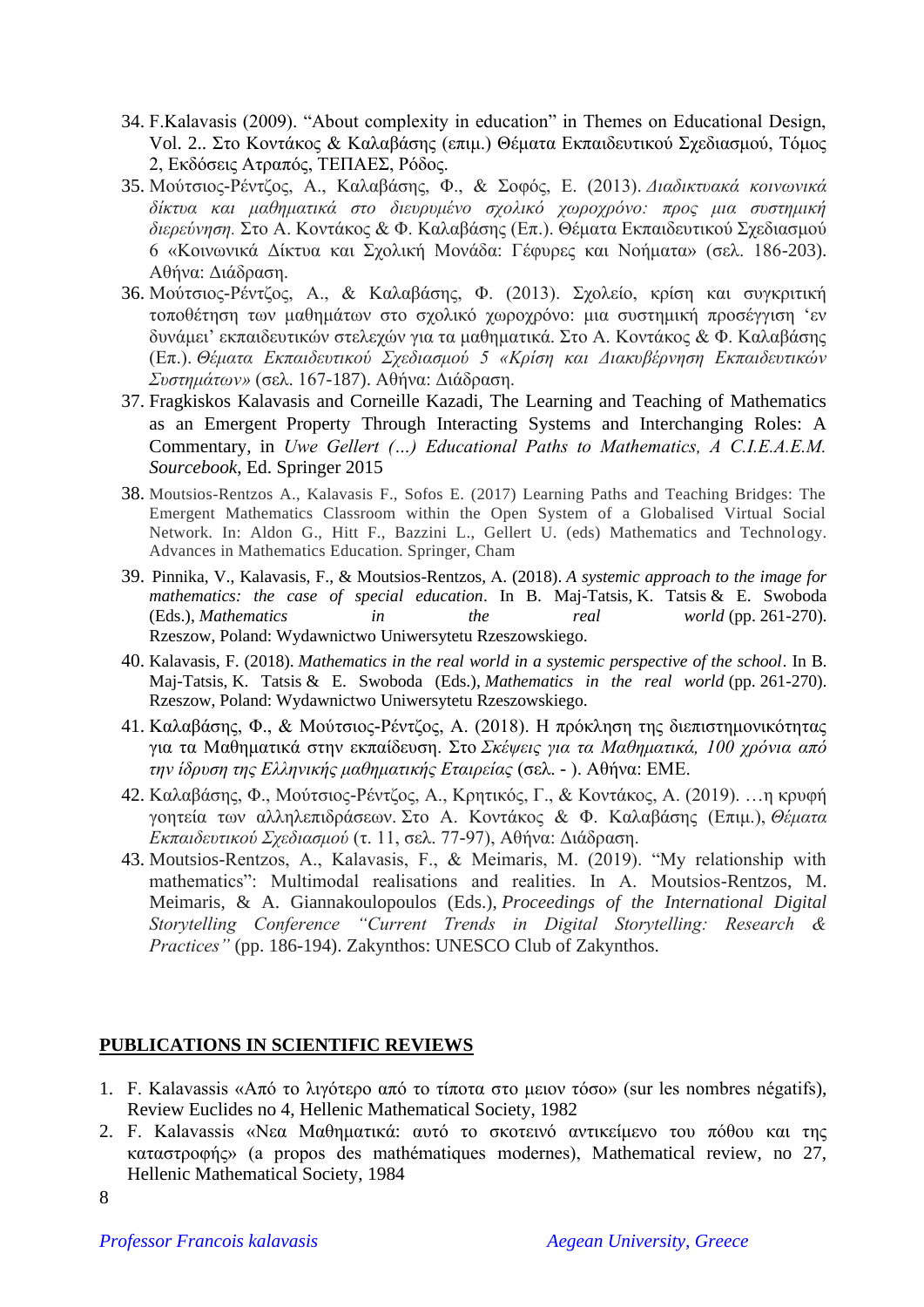34. F.Kalavasis (2009). "About complexity in education" in Themes on Educational Design, Vol. 2.. Στο Κοντάκος & Καλαβάσης (επιμ.) Θέματα Εκπαιδευτικού Σχεδιασμού, Τόμος 2, Εκδόσεις Ατραπός, ΤΕΠΑΕΣ, Ρόδος.
35. Μούτσιος-Ρέντζος, Α., Καλαβάσης, Φ., & Σοφός, Ε. (2013). *Διαδικτυακά κοινωνικά δίκτυα και μαθηματικά στο διευρυμένο σχολικό χωροχρόνο: προς μια συστημική διερεύνηση.* Στο Α. Κοντάκος & Φ. Καλαβάσης (Επ.). Θέματα Εκπαιδευτικού Σχεδιασμού 6 «Κοινωνικά Δίκτυα και Σχολική Μονάδα: Γέφυρες και Νοήματα» (σελ. 186-203). Αθήνα: Διάδραση.
36. Μούτσιος-Ρέντζος, Α., & Καλαβάσης, Φ. (2013). Σχολείο, κρίση και συγκριτική τοποθέτηση των μαθημάτων στο σχολικό χωροχρόνο: μια συστημική προσέγγιση 'εν δυνάμει' εκπαιδευτικών στελεχών για τα μαθηματικά. Στο Α. Κοντάκος & Φ. Καλαβάσης (Επ.). *Θέματα Εκπαιδευτικού Σχεδιασμού 5 «Κρίση και Διακυβέρνηση Εκπαιδευτικών Συστημάτων»* (σελ. 167-187). Αθήνα: Διάδραση.
37. Fragkiskos Kalavasis and Corneille Kazadi, The Learning and Teaching of Mathematics as an Emergent Property Through Interacting Systems and Interchanging Roles: A Commentary, in *Uwe Gellert (…) Educational Paths to Mathematics, A C.I.E.A.E.M. Sourcebook*, Ed. Springer 2015
38. Moutsios-Rentzos A., Kalavasis F., Sofos E. (2017) Learning Paths and Teaching Bridges: The Emergent Mathematics Classroom within the Open System of a Globalised Virtual Social Network. In: Aldon G., Hitt F., Bazzini L., Gellert U. (eds) Mathematics and Technology. Advances in Mathematics Education. Springer, Cham
39. Pinnika, V., Kalavasis, F., & Moutsios-Rentzos, A. (2018). *A systemic approach to the image for mathematics: the case of special education*. In B. Maj-Tatsis, K. Tatsis & E. Swoboda (Eds.), *Mathematics in the real world* (pp. 261-270). Rzeszow, Poland: Wydawnictwo Uniwersytetu Rzeszowskiego.
40. Kalavasis, F. (2018). *Mathematics in the real world in a systemic perspective of the school*. In B. Maj-Tatsis, K. Tatsis & E. Swoboda (Eds.), *Mathematics in the real world* (pp. 261-270). Rzeszow, Poland: Wydawnictwo Uniwersytetu Rzeszowskiego.
41. Καλαβάσης, Φ., & Μούτσιος-Ρέντζος, Α. (2018). Η πρόκληση της διεπιστημονικότητας για τα Μαθηματικά στην εκπαίδευση. Στο *Σκέψεις για τα Μαθηματικά, 100 χρόνια από την ίδρυση της Ελληνικής μαθηματικής Εταιρείας* (σελ. - ). Αθήνα: ΕΜΕ.
42. Καλαβάσης, Φ., Μούτσιος-Ρέντζος, Α., Κρητικός, Γ., & Κοντάκος, Α. (2019). …η κρυφή γοητεία των αλληλεπιδράσεων. Στο Α. Κοντάκος & Φ. Καλαβάσης (Επιμ.), *Θέματα Εκπαιδευτικού Σχεδιασμού* (τ. 11, σελ. 77-97), Αθήνα: Διάδραση.
43. Moutsios-Rentzos, A., Kalavasis, F., & Meimaris, M. (2019). "My relationship with mathematics": Multimodal realisations and realities. In A. Moutsios-Rentzos, M. Meimaris, & A. Giannakoulopoulos (Eds.), *Proceedings of the International Digital Storytelling Conference "Current Trends in Digital Storytelling: Research & Practices"* (pp. 186-194). Zakynthos: UNESCO Club of Zakynthos.

## PUBLICATIONS IN SCIENTIFIC REVIEWS

1. F. Kalavassis «Από το λιγότερο από το τίποτα στο μειον τόσο» (sur les nombres négatifs), Review Euclides no 4, Hellenic Mathematical Society, 1982
2. F. Kalavassis «Νεα Μαθηματικά: αυτό το σκοτεινό αντικείμενο του πόθου και της καταστροφής» (a propos des mathématiques modernes), Mathematical review, no 27, Hellenic Mathematical Society, 1984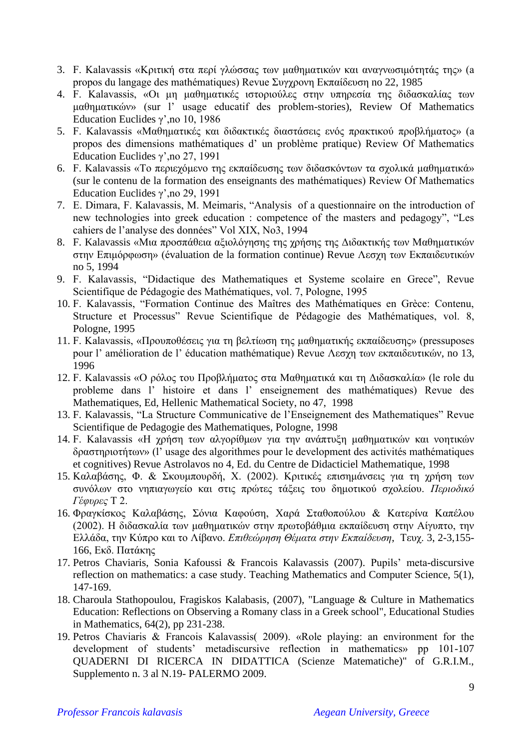3. F. Kalavassis «Κριτική στα περί γλώσσας των μαθηματικών και αναγνωσιμότητάς της» (a propos du langage des mathématiques) Revue Συγχρονη Εκπαίδευση no 22, 1985
4. F. Kalavassis, «Οι μη μαθηματικές ιστοριούλες στην υπηρεσία της διδασκαλίας των μαθηματικών» (sur l' usage educatif des problem-stories), Review Of Mathematics Education Euclides γ',no 10, 1986
5. F. Kalavassis «Μαθηματικές και διδακτικές διαστάσεις ενός πρακτικού προβλήματος» (a propos des dimensions mathématiques d' un problème pratique) Review Of Mathematics Education Euclides γ',no 27, 1991
6. F. Kalavassis «Το περιεχόμενο της εκπαίδευσης των διδασκόντων τα σχολικά μαθηματικά» (sur le contenu de la formation des enseignants des mathématiques) Review Of Mathematics Education Euclides γ',no 29, 1991
7. E. Dimara, F. Kalavassis, M. Meimaris, "Analysis of a questionnaire on the introduction of new technologies into greek education : competence of the masters and pedagogy", "Les cahiers de l'analyse des données" Vol XIX, No3, 1994
8. F. Kalavassis «Μια προσπάθεια αξιολόγησης της χρήσης της Διδακτικής των Μαθηματικών στην Επιμόρφωση» (évaluation de la formation continue) Revue Λεσχη των Εκπαιδευτικών no 5, 1994
9. F. Kalavassis, "Didactique des Mathematiques et Systeme scolaire en Grece", Revue Scientifique de Pédagogie des Mathématiques, vol. 7, Pologne, 1995
10. F. Kalavassis, "Formation Continue des Maîtres des Mathématiques en Grèce: Contenu, Structure et Processus" Revue Scientifique de Pédagogie des Mathématiques, vol. 8, Pologne, 1995
11. F. Kalavassis, «Προυποθέσεις για τη βελτίωση της μαθηματικής εκπαίδευσης» (pressuposes pour l' amélioration de l' éducation mathématique) Revue Λεσχη των εκπαιδευτικών, no 13, 1996
12. F. Kalavassis «Ο ρόλος του Προβλήματος στα Μαθηματικά και τη Διδασκαλία» (le role du probleme dans l' histoire et dans l' enseignement des mathématiques) Revue des Mathematiques, Ed, Hellenic Mathematical Society, no 47, 1998
13. F. Kalavassis, "La Structure Communicative de l'Enseignement des Mathematiques" Revue Scientifique de Pedagogie des Mathematiques, Pologne, 1998
14. F. Kalavassis «Η χρήση των αλγορίθμων για την ανάπτυξη μαθηματικών και νοητικών δραστηριοτήτων» (l' usage des algorithmes pour le development des activités mathématiques et cognitives) Revue Astrolavos no 4, Ed. du Centre de Didacticiel Mathematique, 1998
15. Καλαβάσης, Φ. & Σκουμπουρδή, Χ. (2002). Κριτικές επισημάνσεις για τη χρήση των συνόλων στο νηπιαγωγείο και στις πρώτες τάξεις του δημοτικού σχολείου. *Περιοδικό Γέφυρες* Τ 2.
16. Φραγκίσκος Καλαβάσης, Σόνια Καφούση, Χαρά Σταθοπούλου & Κατερίνα Καπέλου (2002). Η διδασκαλία των μαθηματικών στην πρωτοβάθμια εκπαίδευση στην Αίγυπτο, την Ελλάδα, την Κύπρο και το Λίβανο. *Επιθεώρηση Θέματα στην Εκπαίδευση*, Τευχ. 3, 2-3,155-166, Εκδ. Πατάκης
17. Petros Chaviaris, Sonia Kafoussi & Francois Kalavassis (2007). Pupils' meta-discursive reflection on mathematics: a case study. Teaching Mathematics and Computer Science, 5(1), 147-169.
18. Charoula Stathopoulou, Fragiskos Kalabasis, (2007), "Language & Culture in Mathematics Education: Reflections on Observing a Romany class in a Greek school", Educational Studies in Mathematics, 64(2), pp 231-238.
19. Petros Chaviaris & Francois Kalavassis( 2009). «Role playing: an environment for the development of students' metadiscursive reflection in mathematics» pp 101-107 QUADERNI DI RICERCA IN DIDATTICA (Scienze Matematiche)" of G.R.I.M., Supplemento n. 3 al N.19- PALERMO 2009.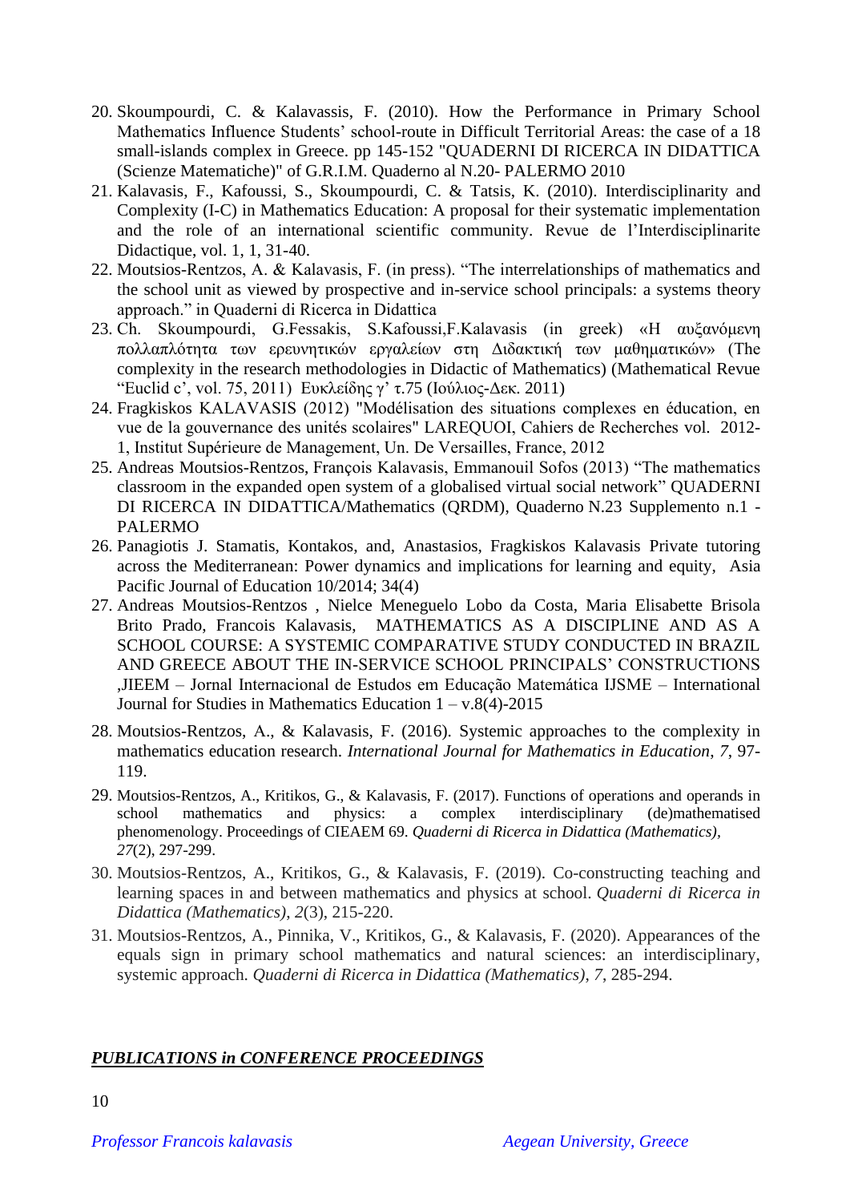20. Skoumpourdi, C. & Kalavassis, F. (2010). How the Performance in Primary School Mathematics Influence Students' school-route in Difficult Territorial Areas: the case of a 18 small-islands complex in Greece. pp 145-152 "QUADERNI DI RICERCA IN DIDATTICA (Scienze Matematiche)" of G.R.I.M. Quaderno al N.20- PALERMO 2010
21. Kalavasis, F., Kafoussi, S., Skoumpourdi, C. & Tatsis, K. (2010). Interdisciplinarity and Complexity (I-C) in Mathematics Education: A proposal for their systematic implementation and the role of an international scientific community. Revue de l'Interdisciplinarite Didactique, vol. 1, 1, 31-40.
22. Moutsios-Rentzos, A. & Kalavasis, F. (in press). "The interrelationships of mathematics and the school unit as viewed by prospective and in-service school principals: a systems theory approach." in Quaderni di Ricerca in Didattica
23. Ch. Skoumpourdi, G.Fessakis, S.Kafoussi,F.Kalavasis (in greek) «Η αυξανόμενη πολλαπλότητα των ερευνητικών εργαλείων στη Διδακτική των μαθηματικών» (The complexity in the research methodologies in Didactic of Mathematics) (Mathematical Revue "Euclid c', vol. 75, 2011) Ευκλείδης γ' τ.75 (Ιούλιος-Δεκ. 2011)
24. Fragkiskos KALAVASIS (2012) "Modélisation des situations complexes en éducation, en vue de la gouvernance des unités scolaires" LAREQUOI, Cahiers de Recherches vol. 2012-1, Institut Supérieure de Management, Un. De Versailles, France, 2012
25. Andreas Moutsios-Rentzos, François Kalavasis, Emmanouil Sofos (2013) "The mathematics classroom in the expanded open system of a globalised virtual social network" QUADERNI DI RICERCA IN DIDATTICA/Mathematics (QRDM), Quaderno N.23 Supplemento n.1 - PALERMO
26. Panagiotis J. Stamatis, Kontakos, and, Anastasios, Fragkiskos Kalavasis Private tutoring across the Mediterranean: Power dynamics and implications for learning and equity, Asia Pacific Journal of Education 10/2014; 34(4)
27. Andreas Moutsios-Rentzos , Nielce Meneguelo Lobo da Costa, Maria Elisabette Brisola Brito Prado, Francois Kalavasis, MATHEMATICS AS A DISCIPLINE AND AS A SCHOOL COURSE: A SYSTEMIC COMPARATIVE STUDY CONDUCTED IN BRAZIL AND GREECE ABOUT THE IN-SERVICE SCHOOL PRINCIPALS' CONSTRUCTIONS ,JIEEM – Jornal Internacional de Estudos em Educação Matemática IJSME – International Journal for Studies in Mathematics Education 1 – v.8(4)-2015
28. Moutsios-Rentzos, A., & Kalavasis, F. (2016). Systemic approaches to the complexity in mathematics education research. *International Journal for Mathematics in Education, 7*, 97-119.
29. Moutsios-Rentzos, A., Kritikos, G., & Kalavasis, F. (2017). Functions of operations and operands in school mathematics and physics: a complex interdisciplinary (de)mathematised phenomenology. Proceedings of CIEAEM 69. *Quaderni di Ricerca in Didattica (Mathematics), 27*(2), 297-299.
30. Moutsios-Rentzos, A., Kritikos, G., & Kalavasis, F. (2019). Co-constructing teaching and learning spaces in and between mathematics and physics at school. *Quaderni di Ricerca in Didattica (Mathematics), 2*(3), 215-220.
31. Moutsios-Rentzos, A., Pinnika, V., Kritikos, G., & Kalavasis, F. (2020). Appearances of the equals sign in primary school mathematics and natural sciences: an interdisciplinary, systemic approach. *Quaderni di Ricerca in Didattica (Mathematics), 7*, 285-294.

***PUBLICATIONS in CONFERENCE PROCEEDINGS***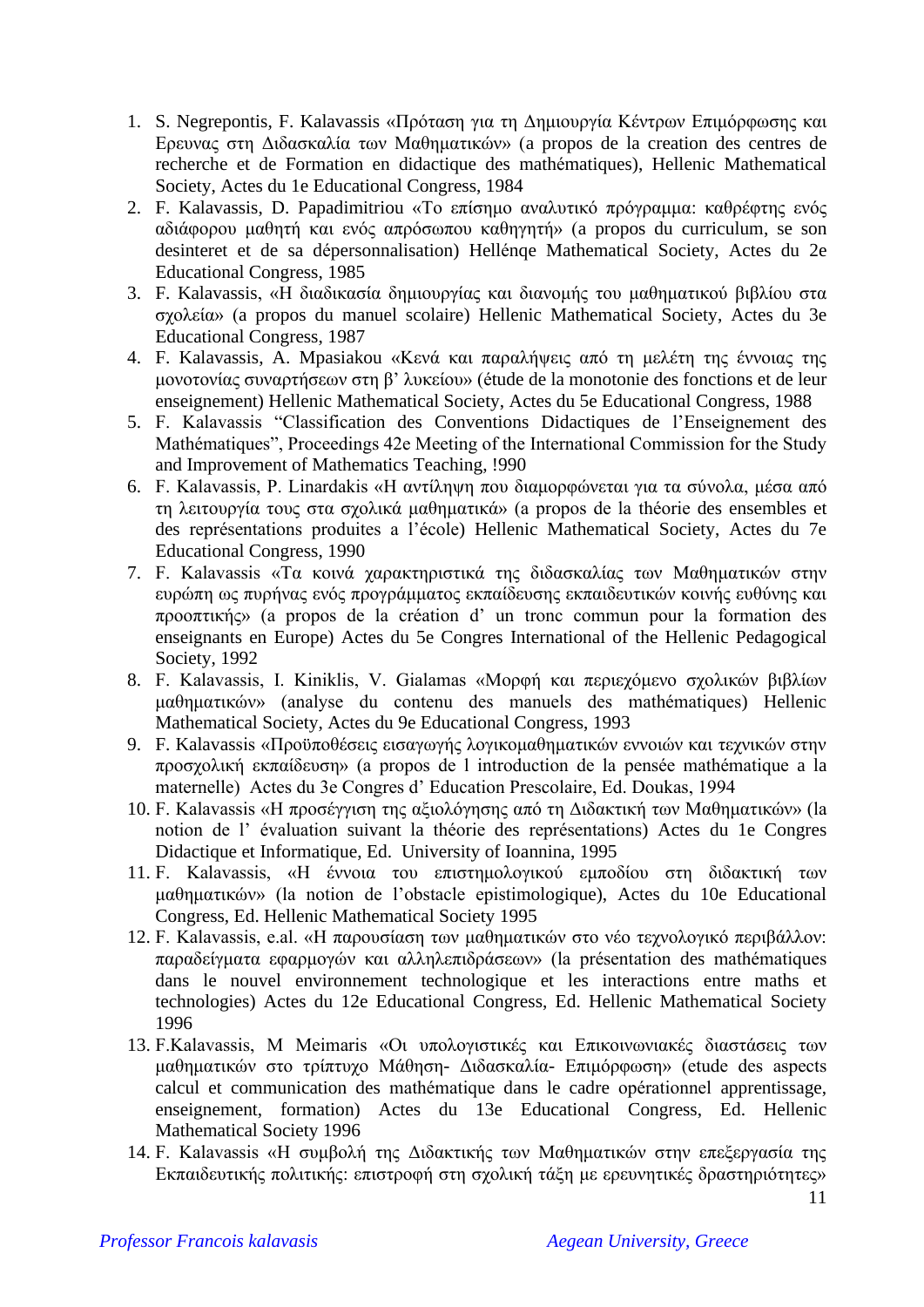1. S. Negrepontis, F. Kalavassis «Πρόταση για τη Δημιουργία Κέντρων Επιμόρφωσης και Ερευνας στη Διδασκαλία των Μαθηματικών» (a propos de la creation des centres de recherche et de Formation en didactique des mathématiques), Hellenic Mathematical Society, Actes du 1e Educational Congress, 1984
2. F. Kalavassis, D. Papadimitriou «Το επίσημο αναλυτικό πρόγραμμα: καθρέφτης ενός αδιάφορου μαθητή και ενός απρόσωπου καθηγητή» (a propos du curriculum, se son desinteret et de sa dépersonnalisation) Hellénqe Mathematical Society, Actes du 2e Educational Congress, 1985
3. F. Kalavassis, «Η διαδικασία δημιουργίας και διανομής του μαθηματικού βιβλίου στα σχολεία» (a propos du manuel scolaire) Hellenic Mathematical Society, Actes du 3e Educational Congress, 1987
4. F. Kalavassis, A. Mpasiakou «Κενά και παραλήψεις από τη μελέτη της έννοιας της μονοτονίας συναρτήσεων στη β' λυκείου» (étude de la monotonie des fonctions et de leur enseignement) Hellenic Mathematical Society, Actes du 5e Educational Congress, 1988
5. F. Kalavassis "Classification des Conventions Didactiques de l'Enseignement des Mathématiques", Proceedings 42e Meeting of the International Commission for the Study and Improvement of Mathematics Teaching, !990
6. F. Kalavassis, P. Linardakis «Η αντίληψη που διαμορφώνεται για τα σύνολα, μέσα από τη λειτουργία τους στα σχολικά μαθηματικά» (a propos de la théorie des ensembles et des représentations produites a l'école) Hellenic Mathematical Society, Actes du 7e Educational Congress, 1990
7. F. Kalavassis «Τα κοινά χαρακτηριστικά της διδασκαλίας των Μαθηματικών στην ευρώπη ως πυρήνας ενός προγράμματος εκπαίδευσης εκπαιδευτικών κοινής ευθύνης και προοπτικής» (a propos de la création d' un tronc commun pour la formation des enseignants en Europe) Actes du 5e Congres International of the Hellenic Pedagogical Society, 1992
8. F. Kalavassis, I. Kiniklis, V. Gialamas «Μορφή και περιεχόμενο σχολικών βιβλίων μαθηματικών» (analyse du contenu des manuels des mathématiques) Hellenic Mathematical Society, Actes du 9e Educational Congress, 1993
9. F. Kalavassis «Προϋποθέσεις εισαγωγής λογικομαθηματικών εννοιών και τεχνικών στην προσχολική εκπαίδευση» (a propos de l introduction de la pensée mathématique a la maternelle) Actes du 3e Congres d' Education Prescolaire, Ed. Doukas, 1994
10. F. Kalavassis «Η προσέγγιση της αξιολόγησης από τη Διδακτική των Μαθηματικών» (la notion de l' évaluation suivant la théorie des représentations) Actes du 1e Congres Didactique et Informatique, Ed. University of Ioannina, 1995
11. F. Kalavassis, «Η έννοια του επιστημολογικού εμποδίου στη διδακτική των μαθηματικών» (la notion de l'obstacle epistimologique), Actes du 10e Educational Congress, Ed. Hellenic Mathematical Society 1995
12. F. Kalavassis, e.al. «Η παρουσίαση των μαθηματικών στο νέο τεχνολογικό περιβάλλον: παραδείγματα εφαρμογών και αλληλεπιδράσεων» (la présentation des mathématiques dans le nouvel environnement technologique et les interactions entre maths et technologies) Actes du 12e Educational Congress, Ed. Hellenic Mathematical Society 1996
13. F.Kalavassis, M Meimaris «Οι υπολογιστικές και Επικοινωνιακές διαστάσεις των μαθηματικών στο τρίπτυχο Μάθηση- Διδασκαλία- Επιμόρφωση» (etude des aspects calcul et communication des mathématique dans le cadre opérationnel apprentissage, enseignement, formation) Actes du 13e Educational Congress, Ed. Hellenic Mathematical Society 1996
14. F. Kalavassis «Η συμβολή της Διδακτικής των Μαθηματικών στην επεξεργασία της Εκπαιδευτικής πολιτικής: επιστροφή στη σχολική τάξη με ερευνητικές δραστηριότητες»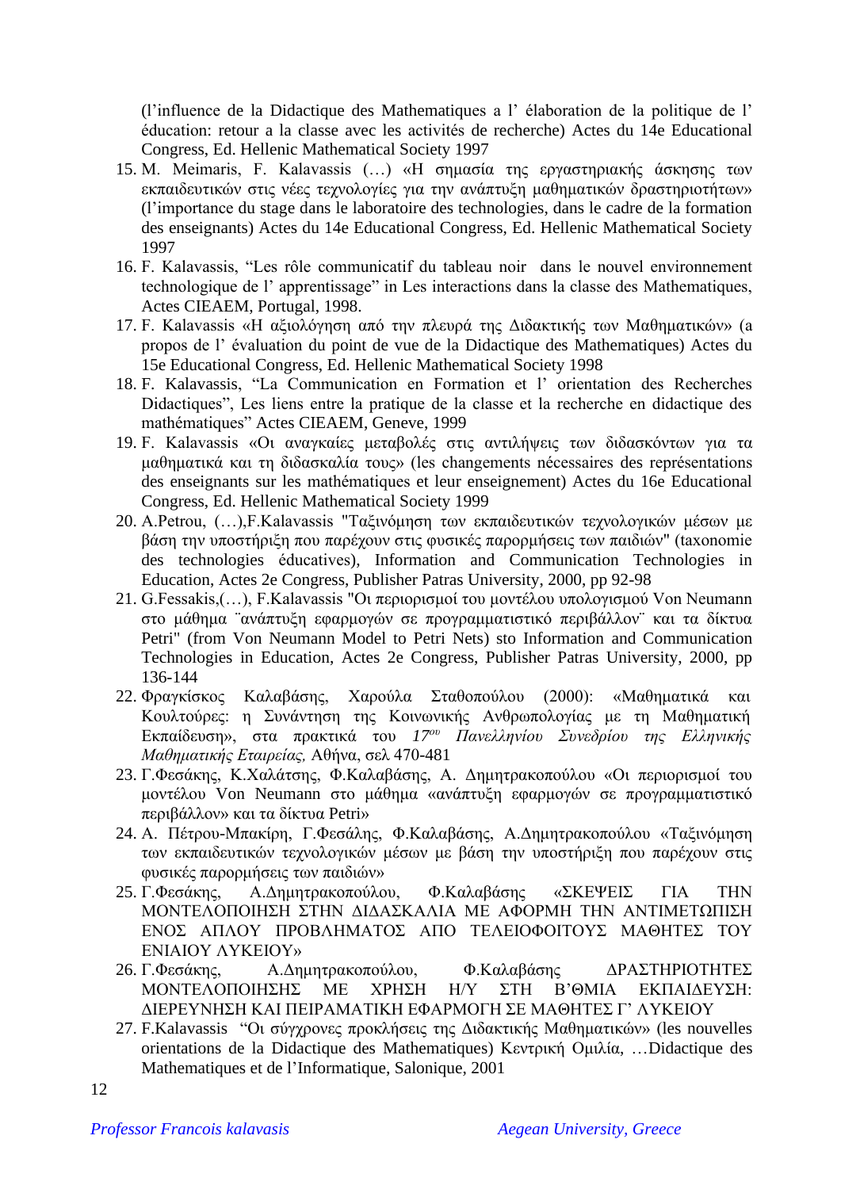(l'influence de la Didactique des Mathematiques a l' élaboration de la politique de l' éducation: retour a la classe avec les activités de recherche) Actes du 14e Educational Congress, Ed. Hellenic Mathematical Society 1997

15. M. Meimaris, F. Kalavassis (…) «Η σημασία της εργαστηριακής άσκησης των εκπαιδευτικών στις νέες τεχνολογίες για την ανάπτυξη μαθηματικών δραστηριοτήτων» (l'importance du stage dans le laboratoire des technologies, dans le cadre de la formation des enseignants) Actes du 14e Educational Congress, Ed. Hellenic Mathematical Society 1997
16. F. Kalavassis, "Les rôle communicatif du tableau noir dans le nouvel environnement technologique de l' apprentissage" in Les interactions dans la classe des Mathematiques, Actes CIEAEM, Portugal, 1998.
17. F. Kalavassis «Η αξιολόγηση από την πλευρά της Διδακτικής των Μαθηματικών» (a propos de l' évaluation du point de vue de la Didactique des Mathematiques) Actes du 15e Educational Congress, Ed. Hellenic Mathematical Society 1998
18. F. Kalavassis, "La Communication en Formation et l' orientation des Recherches Didactiques", Les liens entre la pratique de la classe et la recherche en didactique des mathématiques" Actes CIEAEM, Geneve, 1999
19. F. Kalavassis «Οι αναγκαίες μεταβολές στις αντιλήψεις των διδασκόντων για τα μαθηματικά και τη διδασκαλία τους» (les changements nécessaires des représentations des enseignants sur les mathématiques et leur enseignement) Actes du 16e Educational Congress, Ed. Hellenic Mathematical Society 1999
20. A.Petrou, (…),F.Kalavassis "Ταξινόμηση των εκπαιδευτικών τεχνολογικών μέσων με βάση την υποστήριξη που παρέχουν στις φυσικές παρορμήσεις των παιδιών" (taxonomie des technologies éducatives), Information and Communication Technologies in Education, Actes 2e Congress, Publisher Patras University, 2000, pp 92-98
21. G.Fessakis,(…), F.Kalavassis "Οι περιορισμοί του μοντέλου υπολογισμού Von Neumann στο μάθημα ¨ανάπτυξη εφαρμογών σε προγραμματιστικό περιβάλλον¨ και τα δίκτυα Petri" (from Von Neumann Model to Petri Nets) sto Information and Communication Technologies in Education, Actes 2e Congress, Publisher Patras University, 2000, pp 136-144
22. Φραγκίσκος Καλαβάσης, Χαρούλα Σταθοπούλου (2000): «Μαθηματικά και Κουλτούρες: η Συνάντηση της Κοινωνικής Ανθρωπολογίας με τη Μαθηματική Εκπαίδευση», στα πρακτικά του *17ου Πανελληνίου Συνεδρίου της Ελληνικής Μαθηματικής Εταιρείας,* Αθήνα, σελ 470-481
23. Γ.Φεσάκης, Κ.Χαλάτσης, Φ.Καλαβάσης, Α. Δημητρακοπούλου «Οι περιορισμοί του μοντέλου Von Neumann στο μάθημα «ανάπτυξη εφαρμογών σε προγραμματιστικό περιβάλλον» και τα δίκτυα Petri»
24. A. Πέτρου-Μπακίρη, Γ.Φεσάλης, Φ.Καλαβάσης, Α.Δημητρακοπούλου «Ταξινόμηση των εκπαιδευτικών τεχνολογικών μέσων με βάση την υποστήριξη που παρέχουν στις φυσικές παρορμήσεις των παιδιών»
25. Γ.Φεσάκης, Α.Δημητρακοπούλου, Φ.Καλαβάσης «ΣΚΕΨΕΙΣ ΓΙΑ ΤΗΝ ΜΟΝΤΕΛΟΠΟΙΗΣΗ ΣΤΗΝ ΔΙΔΑΣΚΑΛΙΑ ΜΕ ΑΦΟΡΜΗ ΤΗΝ ΑΝΤΙΜΕΤΩΠΙΣΗ ΕΝΟΣ ΑΠΛΟΥ ΠΡΟΒΛΗΜΑΤΟΣ ΑΠΟ ΤΕΛΕΙΟΦΟΙΤΟΥΣ ΜΑΘΗΤΕΣ ΤΟΥ ΕΝΙΑΙΟΥ ΛΥΚΕΙΟΥ»
26. Γ.Φεσάκης, Α.Δημητρακοπούλου, Φ.Καλαβάσης ΔΡΑΣΤΗΡΙΟΤΗΤΕΣ ΜΟΝΤΕΛΟΠΟΙΗΣΗΣ ΜΕ ΧΡΗΣΗ Η/Υ ΣΤΗ Β'ΘΜΙΑ ΕΚΠΑΙΔΕΥΣΗ: ΔΙΕΡΕΥΝΗΣΗ ΚΑΙ ΠΕΙΡΑΜΑΤΙΚΗ ΕΦΑΡΜΟΓΗ ΣΕ ΜΑΘΗΤΕΣ Γ' ΛΥΚΕΙΟΥ
27. F.Kalavassis "Οι σύγχρονες προκλήσεις της Διδακτικής Μαθηματικών» (les nouvelles orientations de la Didactique des Mathematiques) Κεντρική Ομιλία, …Didactique des Mathematiques et de l'Informatique, Salonique, 2001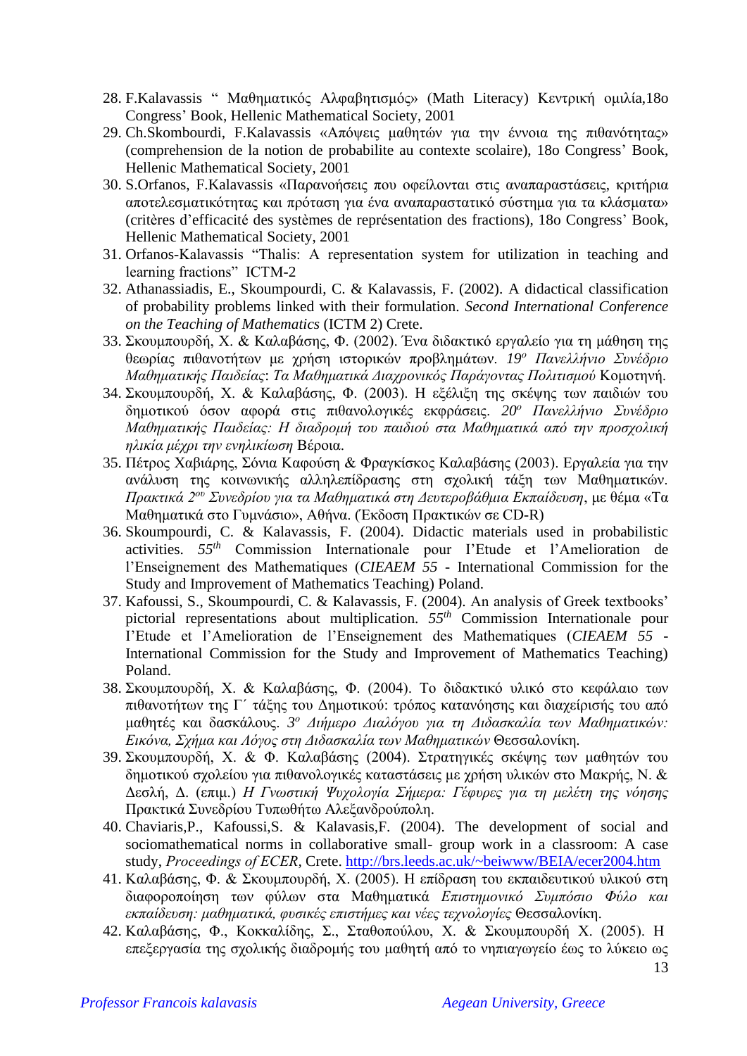28. F.Kalavassis " Μαθηματικός Αλφαβητισμός» (Math Literacy) Κεντρική ομιλία,18ο Congress' Book, Hellenic Mathematical Society, 2001
29. Ch.Skombourdi, F.Kalavassis «Απόψεις μαθητών για την έννοια της πιθανότητας» (comprehension de la notion de probabilite au contexte scolaire), 18o Congress' Book, Hellenic Mathematical Society, 2001
30. S.Orfanos, F.Kalavassis «Παρανοήσεις που οφείλονται στις αναπαραστάσεις, κριτήρια αποτελεσματικότητας και πρόταση για ένα αναπαραστατικό σύστημα για τα κλάσματα» (critères d'efficacité des systèmes de représentation des fractions), 18o Congress' Book, Hellenic Mathematical Society, 2001
31. Orfanos-Kalavassis "Thalis: A representation system for utilization in teaching and learning fractions" ICTM-2
32. Athanassiadis, E., Skoumpourdi, C. & Kalavassis, F. (2002). A didactical classification of probability problems linked with their formulation. *Second International Conference on the Teaching of Mathematics* (ICTM 2) Crete.
33. Σκουμπουρδή, Χ. & Καλαβάσης, Φ. (2002). Ένα διδακτικό εργαλείο για τη μάθηση της θεωρίας πιθανοτήτων με χρήση ιστορικών προβλημάτων. *19ο Πανελλήνιο Συνέδριο Μαθηματικής Παιδείας*: *Τα Μαθηματικά Διαχρονικός Παράγοντας Πολιτισμού* Κομοτηνή.
34. Σκουμπουρδή, Χ. & Καλαβάσης, Φ. (2003). Η εξέλιξη της σκέψης των παιδιών του δημοτικού όσον αφορά στις πιθανολογικές εκφράσεις. *20ο Πανελλήνιο Συνέδριο Μαθηματικής Παιδείας: Η διαδρομή του παιδιού στα Μαθηματικά από την προσχολική ηλικία μέχρι την ενηλικίωση* Βέροια.
35. Πέτρος Χαβιάρης, Σόνια Καφούση & Φραγκίσκος Καλαβάσης (2003). Εργαλεία για την ανάλυση της κοινωνικής αλληλεπίδρασης στη σχολική τάξη των Μαθηματικών. *Πρακτικά 2ου Συνεδρίου για τα Μαθηματικά στη Δευτεροβάθμια Εκπαίδευση*, με θέμα «Τα Μαθηματικά στο Γυμνάσιο», Αθήνα. (Έκδοση Πρακτικών σε CD-R)
36. Skoumpourdi, C. & Kalavassis, F. (2004). Didactic materials used in probabilistic activities. *55th* Commission Internationale pour l'Etude et l'Amelioration de l'Enseignement des Mathematiques (*CIEAEM 55* - International Commission for the Study and Improvement of Mathematics Teaching) Poland.
37. Kafoussi, S., Skoumpourdi, C. & Kalavassis, F. (2004). An analysis of Greek textbooks' pictorial representations about multiplication. *55th* Commission Internationale pour l'Etude et l'Amelioration de l'Enseignement des Mathematiques (*CIEAEM 55* - International Commission for the Study and Improvement of Mathematics Teaching) Poland.
38. Σκουμπουρδή, Χ. & Καλαβάσης, Φ. (2004). Το διδακτικό υλικό στο κεφάλαιο των πιθανοτήτων της Γ΄ τάξης του Δημοτικού: τρόπος κατανόησης και διαχείρισής του από μαθητές και δασκάλους. *3ο Διήμερο Διαλόγου για τη Διδασκαλία των Μαθηματικών: Εικόνα, Σχήμα και Λόγος στη Διδασκαλία των Μαθηματικών* Θεσσαλονίκη.
39. Σκουμπουρδή, Χ. & Φ. Καλαβάσης (2004). Στρατηγικές σκέψης των μαθητών του δημοτικού σχολείου για πιθανολογικές καταστάσεις με χρήση υλικών στο Μακρής, Ν. & Δεσλή, Δ. (επιμ.) *Η Γνωστική Ψυχολογία Σήμερα: Γέφυρες για τη μελέτη της νόησης* Πρακτικά Συνεδρίου Τυπωθήτω Αλεξανδρούπολη.
40. Chaviaris,P., Kafoussi,S. & Kalavasis,F. (2004). The development of social and sociomathematical norms in collaborative small- group work in a classroom: A case study, *Proceedings of ECER*, Crete. http://brs.leeds.ac.uk/~beiwww/BEIA/ecer2004.htm
41. Καλαβάσης, Φ. & Σκουμπουρδή, Χ. (2005). Η επίδραση του εκπαιδευτικού υλικού στη διαφοροποίηση των φύλων στα Μαθηματικά *Επιστημονικό Συμπόσιο Φύλο και εκπαίδευση: μαθηματικά, φυσικές επιστήμες και νέες τεχνολογίες* Θεσσαλονίκη.
42. Καλαβάσης, Φ., Κοκκαλίδης, Σ., Σταθοπούλου, Χ. & Σκουμπουρδή Χ. (2005). Η επεξεργασία της σχολικής διαδρομής του μαθητή από το νηπιαγωγείο έως το λύκειο ως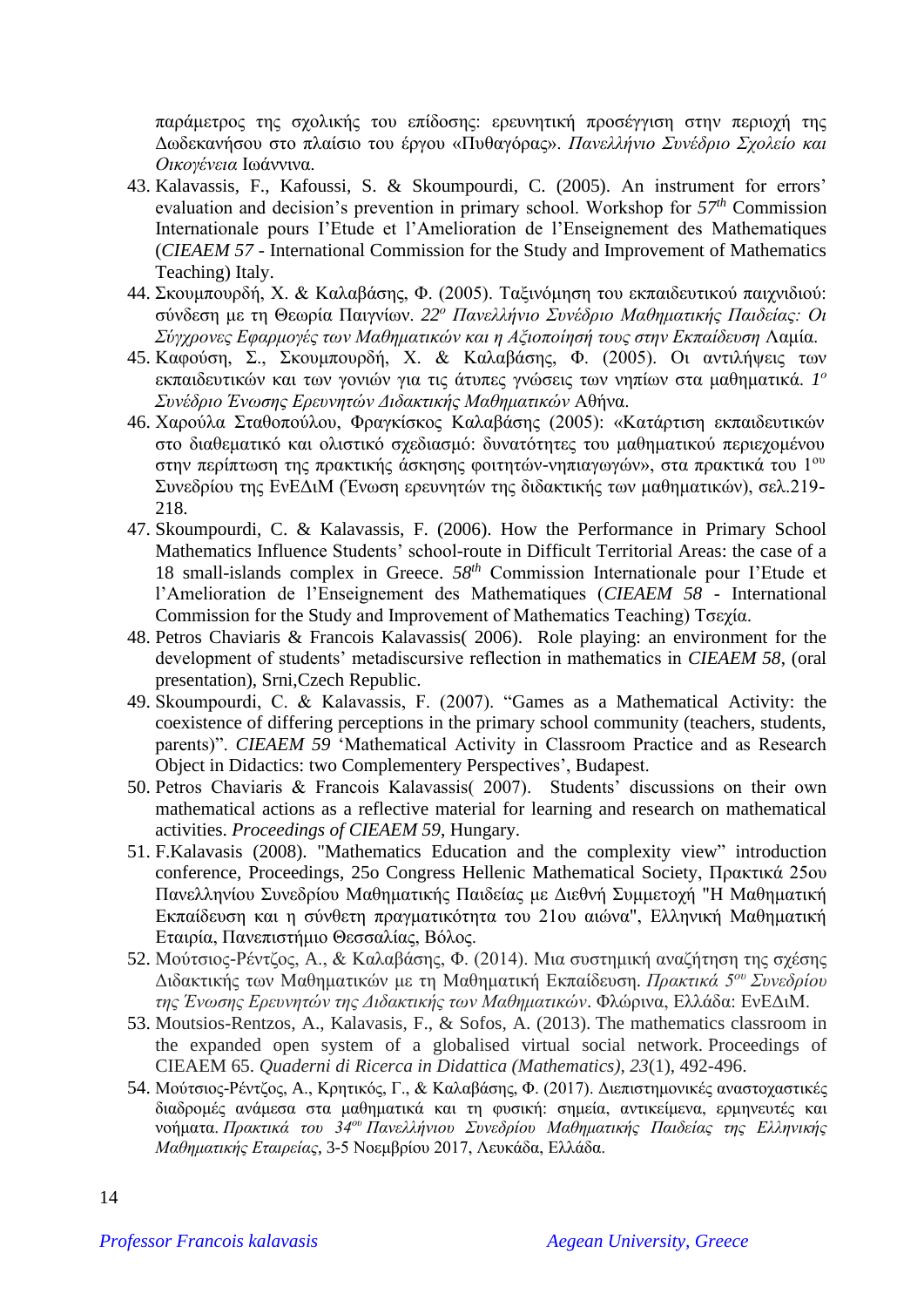παράμετρος της σχολικής του επίδοσης: ερευνητική προσέγγιση στην περιοχή της Δωδεκανήσου στο πλαίσιο του έργου «Πυθαγόρας». *Πανελλήνιο Συνέδριο Σχολείο και Οικογένεια* Ιωάννινα.

43. Kalavassis, F., Kafoussi, S. & Skoumpourdi, C. (2005). An instrument for errors' evaluation and decision's prevention in primary school. Workshop for *57th* Commission Internationale pours I'Etude et l'Amelioration de l'Enseignement des Mathematiques (*CIEAEM 57* - International Commission for the Study and Improvement of Mathematics Teaching) Italy.
44. Σκουμπουρδή, Χ. & Καλαβάσης, Φ. (2005). Ταξινόμηση του εκπαιδευτικού παιχνιδιού: σύνδεση με τη Θεωρία Παιγνίων. *22ο Πανελλήνιο Συνέδριο Μαθηματικής Παιδείας: Οι Σύγχρονες Εφαρμογές των Μαθηματικών και η Αξιοποίησή τους στην Εκπαίδευση* Λαμία.
45. Καφούση, Σ., Σκουμπουρδή, Χ. & Καλαβάσης, Φ. (2005). Οι αντιλήψεις των εκπαιδευτικών και των γονιών για τις άτυπες γνώσεις των νηπίων στα μαθηματικά. *1ο Συνέδριο Ένωσης Ερευνητών Διδακτικής Μαθηματικών* Αθήνα.
46. Χαρούλα Σταθοπούλου, Φραγκίσκος Καλαβάσης (2005): «Κατάρτιση εκπαιδευτικών στο διαθεματικό και ολιστικό σχεδιασμό: δυνατότητες του μαθηματικού περιεχομένου στην περίπτωση της πρακτικής άσκησης φοιτητών-νηπιαγωγών», στα πρακτικά του 1ου Συνεδρίου της ΕνΕΔιΜ (Ένωση ερευνητών της διδακτικής των μαθηματικών), σελ.219-218.
47. Skoumpourdi, C. & Kalavassis, F. (2006). How the Performance in Primary School Mathematics Influence Students' school-route in Difficult Territorial Areas: the case of a 18 small-islands complex in Greece. *58th* Commission Internationale pour I'Etude et l'Amelioration de l'Enseignement des Mathematiques (*CIEAEM 58* - International Commission for the Study and Improvement of Mathematics Teaching) Τσεχία.
48. Petros Chaviaris & Francois Kalavassis( 2006). Role playing: an environment for the development of students' metadiscursive reflection in mathematics in *CIEAEM 58*, (oral presentation), Srni,Czech Republic.
49. Skoumpourdi, C. & Kalavassis, F. (2007). "Games as a Mathematical Activity: the coexistence of differing perceptions in the primary school community (teachers, students, parents)". *CIEAEM 59* 'Mathematical Activity in Classroom Practice and as Research Object in Didactics: two Complementery Perspectives', Budapest.
50. Petros Chaviaris & Francois Kalavassis( 2007). Students' discussions on their own mathematical actions as a reflective material for learning and research on mathematical activities. *Proceedings of CIEAEM 59*, Hungary.
51. F.Kalavasis (2008). "Mathematics Education and the complexity view" introduction conference, Proceedings, 25o Congress Hellenic Mathematical Society, Πρακτικά 25ου Πανελληνίου Συνεδρίου Μαθηματικής Παιδείας με Διεθνή Συμμετοχή "Η Μαθηματική Εκπαίδευση και η σύνθετη πραγματικότητα του 21ου αιώνα", Ελληνική Μαθηματική Εταιρία, Πανεπιστήμιο Θεσσαλίας, Βόλος.
52. Μούτσιος-Ρέντζος, Α., & Καλαβάσης, Φ. (2014). Μια συστημική αναζήτηση της σχέσης Διδακτικής των Μαθηματικών με τη Μαθηματική Εκπαίδευση. *Πρακτικά 5ου Συνεδρίου της Ένωσης Ερευνητών της Διδακτικής των Μαθηματικών*. Φλώρινα, Ελλάδα: ΕνΕΔιΜ.
53. Moutsios-Rentzos, A., Kalavasis, F., & Sofos, A. (2013). The mathematics classroom in the expanded open system of a globalised virtual social network. Proceedings of CIEAEM 65. *Quaderni di Ricerca in Didattica (Mathematics), 23*(1), 492-496.
54. Μούτσιος-Ρέντζος, Α., Κρητικός, Γ., & Καλαβάσης, Φ. (2017). Διεπιστημονικές αναστοχαστικές διαδρομές ανάμεσα στα μαθηματικά και τη φυσική: σημεία, αντικείμενα, ερμηνευτές και νοήματα. *Πρακτικά του 34ου Πανελλήνιου Συνεδρίου Μαθηματικής Παιδείας της Ελληνικής Μαθηματικής Εταιρείας*, 3-5 Νοεμβρίου 2017, Λευκάδα, Ελλάδα.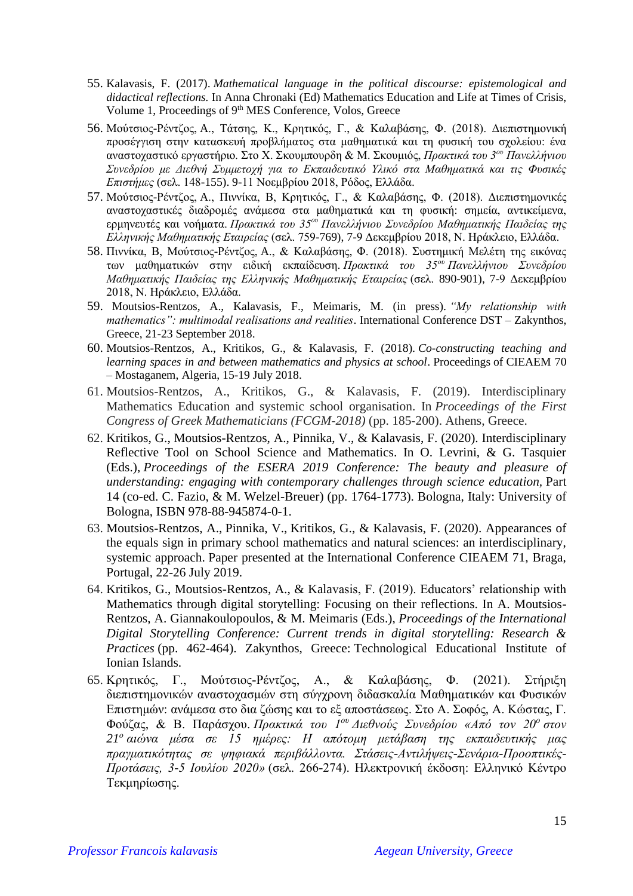55. Kalavasis, F. (2017). *Mathematical language in the political discourse: epistemological and didactical reflections.* In Anna Chronaki (Ed) Mathematics Education and Life at Times of Crisis, Volume 1, Proceedings of 9th MES Conference, Volos, Greece
56. Μούτσιος-Ρέντζος, Α., Τάτσης, Κ., Κρητικός, Γ., & Καλαβάσης, Φ. (2018). Διεπιστημονική προσέγγιση στην κατασκευή προβλήματος στα μαθηματικά και τη φυσική του σχολείου: ένα αναστοχαστικό εργαστήριο. Στο Χ. Σκουμπουρδη & Μ. Σκουμιός, *Πρακτικά του 3ου Πανελλήνιου Συνεδρίου με Διεθνή Συμμετοχή για το Εκπαιδευτικό Υλικό στα Μαθηματικά και τις Φυσικές Επιστήμες* (σελ. 148-155). 9-11 Νοεμβρίου 2018, Ρόδος, Ελλάδα.
57. Μούτσιος-Ρέντζος, Α., Πιννίκα, Β, Κρητικός, Γ., & Καλαβάσης, Φ. (2018). Διεπιστημονικές αναστοχαστικές διαδρομές ανάμεσα στα μαθηματικά και τη φυσική: σημεία, αντικείμενα, ερμηνευτές και νοήματα. *Πρακτικά του 35ου Πανελλήνιου Συνεδρίου Μαθηματικής Παιδείας της Ελληνικής Μαθηματικής Εταιρείας* (σελ. 759-769), 7-9 Δεκεμβρίου 2018, Ν. Ηράκλειο, Ελλάδα.
58. Πιννίκα, Β, Μούτσιος-Ρέντζος, Α., & Καλαβάσης, Φ. (2018). Συστημική Μελέτη της εικόνας των μαθηματικών στην ειδική εκπαίδευση. *Πρακτικά του 35ου Πανελλήνιου Συνεδρίου Μαθηματικής Παιδείας της Ελληνικής Μαθηματικής Εταιρείας* (σελ. 890-901), 7-9 Δεκεμβρίου 2018, Ν. Ηράκλειο, Ελλάδα.
59. Moutsios-Rentzos, A., Kalavasis, F., Meimaris, M. (in press). *"My relationship with mathematics": multimodal realisations and realities*. International Conference DST – Zakynthos, Greece, 21-23 September 2018.
60. Moutsios-Rentzos, A., Kritikos, G., & Kalavasis, F. (2018). *Co-constructing teaching and learning spaces in and between mathematics and physics at school*. Proceedings of CIEAEM 70 – Mostaganem, Algeria, 15-19 July 2018.
61. Moutsios-Rentzos, A., Kritikos, G., & Kalavasis, F. (2019). Interdisciplinary Mathematics Education and systemic school organisation. In *Proceedings of the First Congress of Greek Mathematicians (FCGM-2018)* (pp. 185-200). Athens, Greece.
62. Kritikos, G., Moutsios-Rentzos, A., Pinnika, V., & Kalavasis, F. (2020). Interdisciplinary Reflective Tool on School Science and Mathematics. In O. Levrini, & G. Tasquier (Eds.), *Proceedings of the ESERA 2019 Conference: The beauty and pleasure of understanding: engaging with contemporary challenges through science education*, Part 14 (co-ed. C. Fazio, & M. Welzel-Breuer) (pp. 1764-1773). Bologna, Italy: University of Bologna, ISBN 978-88-945874-0-1.
63. Moutsios-Rentzos, A., Pinnika, V., Kritikos, G., & Kalavasis, F. (2020). Appearances of the equals sign in primary school mathematics and natural sciences: an interdisciplinary, systemic approach. Paper presented at the International Conference CIEAEM 71, Braga, Portugal, 22-26 July 2019.
64. Kritikos, G., Moutsios-Rentzos, A., & Kalavasis, F. (2019). Educators' relationship with Mathematics through digital storytelling: Focusing on their reflections. In A. Moutsios-Rentzos, A. Giannakoulopoulos, & M. Meimaris (Eds.), *Proceedings of the International Digital Storytelling Conference: Current trends in digital storytelling: Research & Practices* (pp. 462-464). Zakynthos, Greece: Technological Educational Institute of Ionian Islands.
65. Κρητικός, Γ., Μούτσιος-Ρέντζος, Α., & Καλαβάσης, Φ. (2021). Στήριξη διεπιστημονικών αναστοχασμών στη σύγχρονη διδασκαλία Μαθηματικών και Φυσικών Επιστημών: ανάμεσα στο δια ζώσης και το εξ αποστάσεως. Στο Α. Σοφός, Α. Κώστας, Γ. Φούζας, & Β. Παράσχου. *Πρακτικά του 1ου Διεθνούς Συνεδρίου «Από τον 20ο στον 21ο αιώνα μέσα σε 15 ημέρες: Η απότομη μετάβαση της εκπαιδευτικής μας πραγματικότητας σε ψηφιακά περιβάλλοντα. Στάσεις-Αντιλήψεις-Σενάρια-Προοπτικές-Προτάσεις, 3-5 Ιουλίου 2020»* (σελ. 266-274). Ηλεκτρονική έκδοση: Ελληνικό Κέντρο Τεκμηρίωσης.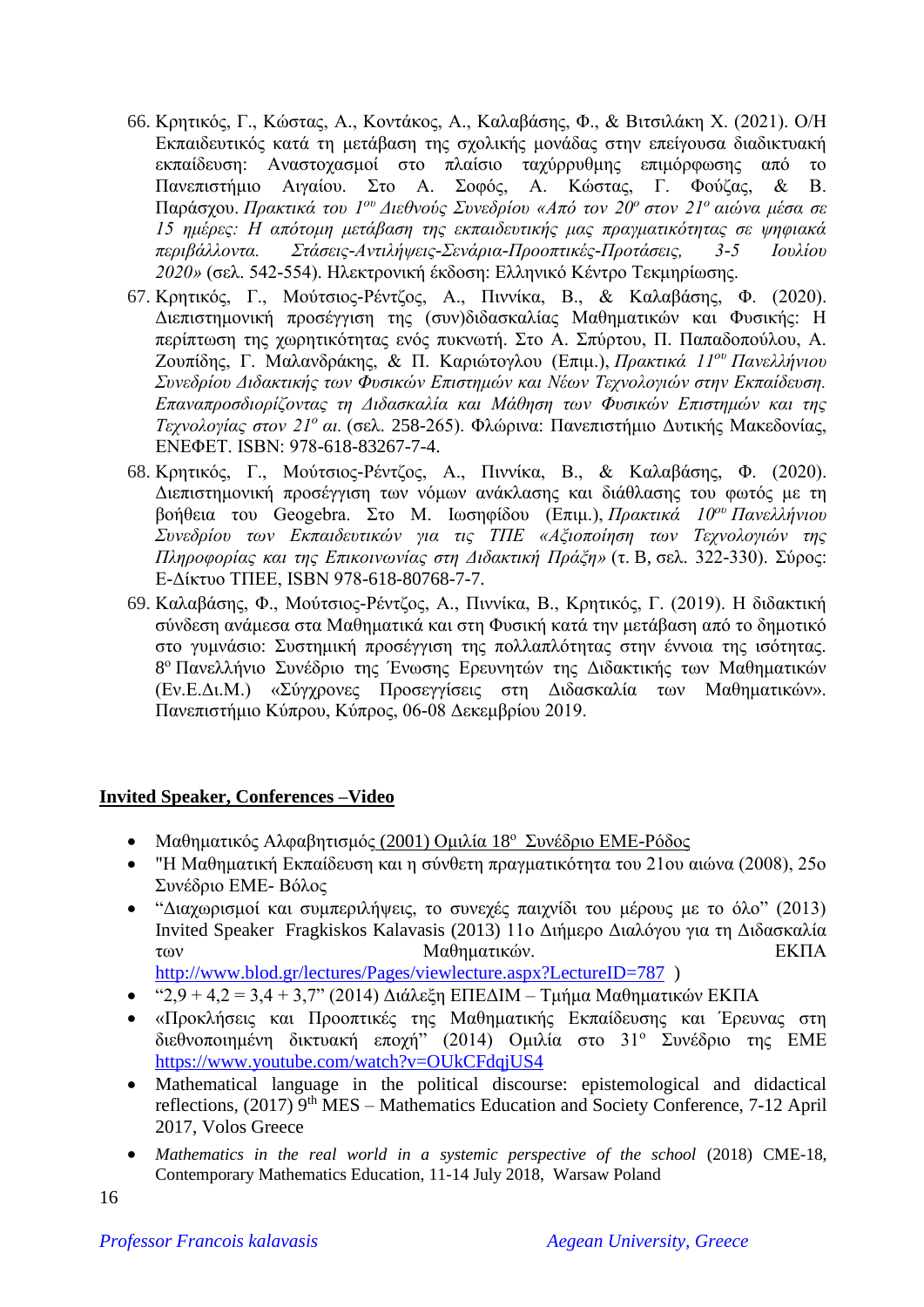66. Κρητικός, Γ., Κώστας, Α., Κοντάκος, Α., Καλαβάσης, Φ., & Βιτσιλάκη Χ. (2021). Ο/Η Εκπαιδευτικός κατά τη μετάβαση της σχολικής μονάδας στην επείγουσα διαδικτυακή εκπαίδευση: Αναστοχασμοί στο πλαίσιο ταχύρρυθμης επιμόρφωσης από το Πανεπιστήμιο Αιγαίου. Στο Α. Σοφός, Α. Κώστας, Γ. Φούζας, & Β. Παράσχου. *Πρακτικά του 1ου Διεθνούς Συνεδρίου «Από τον 20ο στον 21ο αιώνα μέσα σε 15 ημέρες: Η απότομη μετάβαση της εκπαιδευτικής μας πραγματικότητας σε ψηφιακά περιβάλλοντα. Στάσεις-Αντιλήψεις-Σενάρια-Προοπτικές-Προτάσεις, 3-5 Ιουλίου 2020»* (σελ. 542-554). Ηλεκτρονική έκδοση: Ελληνικό Κέντρο Τεκμηρίωσης.
67. Κρητικός, Γ., Μούτσιος-Ρέντζος, Α., Πιννίκα, Β., & Καλαβάσης, Φ. (2020). Διεπιστημονική προσέγγιση της (συν)διδασκαλίας Μαθηματικών και Φυσικής: Η περίπτωση της χωρητικότητας ενός πυκνωτή. Στο Α. Σπύρτου, Π. Παπαδοπούλου, Α. Ζουπίδης, Γ. Μαλανδράκης, & Π. Καριώτογλου (Επιμ.), *Πρακτικά 11ου Πανελλήνιου Συνεδρίου Διδακτικής των Φυσικών Επιστημών και Νέων Τεχνολογιών στην Εκπαίδευση. Επαναπροσδιορίζοντας τη Διδασκαλία και Μάθηση των Φυσικών Επιστημών και της Τεχνολογίας στον 21ο αι.* (σελ. 258-265). Φλώρινα: Πανεπιστήμιο Δυτικής Μακεδονίας, ΕΝΕΦΕΤ. ISBN: 978-618-83267-7-4.
68. Κρητικός, Γ., Μούτσιος-Ρέντζος, Α., Πιννίκα, Β., & Καλαβάσης, Φ. (2020). Διεπιστημονική προσέγγιση των νόμων ανάκλασης και διάθλασης του φωτός με τη βοήθεια του Geogebra. Στο Μ. Ιωσηφίδου (Επιμ.), *Πρακτικά 10ου Πανελλήνιου Συνεδρίου των Εκπαιδευτικών για τις ΤΠΕ «Αξιοποίηση των Τεχνολογιών της Πληροφορίας και της Επικοινωνίας στη Διδακτική Πράξη»* (τ. Β, σελ. 322-330). Σύρος: Ε-Δίκτυο ΤΠΕΕ, ISBN 978-618-80768-7-7.
69. Καλαβάσης, Φ., Μούτσιος-Ρέντζος, Α., Πιννίκα, Β., Κρητικός, Γ. (2019). Η διδακτική σύνδεση ανάμεσα στα Μαθηματικά και στη Φυσική κατά την μετάβαση από το δημοτικό στο γυμνάσιο: Συστημική προσέγγιση της πολλαπλότητας στην έννοια της ισότητας. 8ο Πανελλήνιο Συνέδριο της Ένωσης Ερευνητών της Διδακτικής των Μαθηματικών (Εν.Ε.Δι.Μ.) «Σύγχρονες Προσεγγίσεις στη Διδασκαλία των Μαθηματικών». Πανεπιστήμιο Κύπρου, Κύπρος, 06-08 Δεκεμβρίου 2019.

## Invited Speaker, Conferences –Video

- Μαθηματικός Αλφαβητισμός (2001) Ομιλία 18ο Συνέδριο ΕΜΕ-Ρόδος
- "Η Μαθηματική Εκπαίδευση και η σύνθετη πραγματικότητα του 21ου αιώνα (2008), 25ο Συνέδριο ΕΜΕ- Βόλος
- "Διαχωρισμοί και συμπεριλήψεις, το συνεχές παιχνίδι του μέρους με το όλο" (2013) Invited Speaker Fragkiskos Kalavasis (2013) 11ο Διήμερο Διαλόγου για τη Διδασκαλία των Μαθηματικών. ΕΚΠΑ http://www.blod.gr/lectures/Pages/viewlecture.aspx?LectureID=787 )
- "2,9 + 4,2 = 3,4 + 3,7" (2014) Διάλεξη ΕΠΕΔΙΜ – Τμήμα Μαθηματικών ΕΚΠΑ
- «Προκλήσεις και Προοπτικές της Μαθηματικής Εκπαίδευσης και Έρευνας στη διεθνοποιημένη δικτυακή εποχή" (2014) Ομιλία στο 31ο Συνέδριο της ΕΜΕ https://www.youtube.com/watch?v=OUkCFdqjUS4
- Mathematical language in the political discourse: epistemological and didactical reflections, (2017) 9th MES – Mathematics Education and Society Conference, 7-12 April 2017, Volos Greece
- *Mathematics in the real world in a systemic perspective of the school* (2018) CME-18, Contemporary Mathematics Education, 11-14 July 2018, Warsaw Poland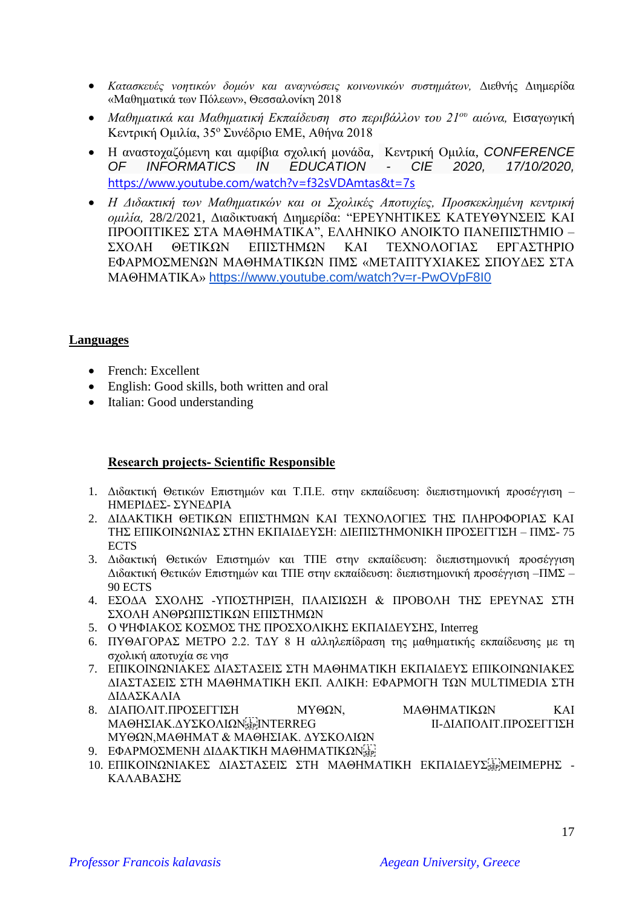- *Κατασκευές νοητικών δομών και αναγνώσεις κοινωνικών συστημάτων,* Διεθνής Διημερίδα «Μαθηματικά των Πόλεων», Θεσσαλονίκη 2018
- *Μαθηματικά και Μαθηματική Εκπαίδευση στο περιβάλλον του 21ου αιώνα,* Εισαγωγική Κεντρική Ομιλία, 35ο Συνέδριο ΕΜΕ, Αθήνα 2018
- Η αναστοχαζόμενη και αμφίβια σχολική μονάδα, Κεντρική Ομιλία, *CONFERENCE OF INFORMATICS IN EDUCATION - CIE 2020, 17/10/2020,* https://www.youtube.com/watch?v=f32sVDAmtas&t=7s
- *Η Διδακτική των Μαθηματικών και οι Σχολικές Αποτυχίες, Προσκεκλημένη κεντρική ομιλία,* 28/2/2021, Διαδικτυακή Διημερίδα: "ΕΡΕΥΝΗΤΙΚΕΣ ΚΑΤΕΥΘΥΝΣΕΙΣ ΚΑΙ ΠΡΟΟΠΤΙΚΕΣ ΣΤΑ ΜΑΘΗΜΑΤΙΚΑ", ΕΛΛΗΝΙΚΟ ΑΝΟΙΚΤΟ ΠΑΝΕΠΙΣΤΗΜΙΟ – ΣΧΟΛΗ ΘΕΤΙΚΩΝ ΕΠΙΣΤΗΜΩΝ ΚΑΙ ΤΕΧΝΟΛΟΓΙΑΣ ΕΡΓΑΣΤΗΡΙΟ ΕΦΑΡΜΟΣΜΕΝΩΝ ΜΑΘΗΜΑΤΙΚΩΝ ΠΜΣ «ΜΕΤΑΠΤΥΧΙΑΚΕΣ ΣΠΟΥΔΕΣ ΣΤΑ ΜΑΘΗΜΑΤΙΚΑ» https://www.youtube.com/watch?v=r-PwOVpF8I0

## Languages

- French: Excellent
- English: Good skills, both written and oral
- Italian: Good understanding

## Research projects- Scientific Responsible

1. Διδακτική Θετικών Επιστημών και Τ.Π.Ε. στην εκπαίδευση: διεπιστημονική προσέγγιση – ΗΜΕΡΙΔΕΣ- ΣΥΝΕΔΡΙΑ
2. ΔΙΔΑΚΤΙΚΗ ΘΕΤΙΚΩΝ ΕΠΙΣΤΗΜΩΝ ΚΑΙ ΤΕΧΝΟΛΟΓΙΕΣ ΤΗΣ ΠΛΗΡΟΦΟΡΙΑΣ ΚΑΙ ΤΗΣ ΕΠΙΚΟΙΝΩΝΙΑΣ ΣΤΗΝ ΕΚΠΑΙΔΕΥΣΗ: ΔΙΕΠΙΣΤΗΜΟΝΙΚΗ ΠΡΟΣΕΓΓΙΣΗ – ΠΜΣ- 75 ECTS
3. Διδακτική Θετικών Επιστημών και ΤΠΕ στην εκπαίδευση: διεπιστημονική προσέγγιση Διδακτική Θετικών Επιστημών και ΤΠΕ στην εκπαίδευση: διεπιστημονική προσέγγιση –ΠΜΣ – 90 ECTS
4. ΕΣΟΔΑ ΣΧΟΛΗΣ -ΥΠΟΣΤΗΡΙΞΗ, ΠΛΑΙΣΙΩΣΗ & ΠΡΟΒΟΛΗ ΤΗΣ ΕΡΕΥΝΑΣ ΣΤΗ ΣΧΟΛΗ ΑΝΘΡΩΠΙΣΤΙΚΩΝ ΕΠΙΣΤΗΜΩΝ
5. Ο ΨΗΦΙΑΚΟΣ ΚΟΣΜΟΣ ΤΗΣ ΠΡΟΣΧΟΛΙΚΗΣ ΕΚΠΑΙΔΕΥΣΗΣ, Interreg
6. ΠΥΘΑΓΟΡΑΣ ΜΕΤΡΟ 2.2. ΤΔΥ 8 Η αλληλεπίδραση της μαθηματικής εκπαίδευσης με τη σχολική αποτυχία σε νησ
7. ΕΠΙΚΟΙΝΩΝΙΑΚΕΣ ΔΙΑΣΤΑΣΕΙΣ ΣΤΗ ΜΑΘΗΜΑΤΙΚΗ ΕΚΠΑΙΔΕΥΣ ΕΠΙΚΟΙΝΩΝΙΑΚΕΣ ΔΙΑΣΤΑΣΕΙΣ ΣΤΗ ΜΑΘΗΜΑΤΙΚΗ ΕΚΠ. ΑΛΙΚΗ: ΕΦΑΡΜΟΓΗ ΤΩΝ MULTIMEDIA ΣΤΗ ΔΙΔΑΣΚΑΛΙΑ
8. ΔΙΑΠΟΛΙΤ.ΠΡΟΣΕΓΓΙΣΗ ΜΥΘΩΝ, ΜΑΘΗΜΑΤΙΚΩΝ ΚΑΙ ΜΑΘΗΣΙΑΚ.ΔΥΣΚΟΛΙΩΝ INTERREG ΙΙ-ΔΙΑΠΟΛΙΤ.ΠΡΟΣΕΓΓΙΣΗ ΜΥΘΩΝ,ΜΑΘΗΜΑΤ & ΜΑΘΗΣΙΑΚ. ΔΥΣΚΟΛΙΩΝ
9. ΕΦΑΡΜΟΣΜΕΝΗ ΔΙΔΑΚΤΙΚΗ ΜΑΘΗΜΑΤΙΚΩΝ
10. ΕΠΙΚΟΙΝΩΝΙΑΚΕΣ ΔΙΑΣΤΑΣΕΙΣ ΣΤΗ ΜΑΘΗΜΑΤΙΚΗ ΕΚΠΑΙΔΕΥΣ ΜΕΙΜΕΡΗΣ - ΚΑΛΑΒΑΣΗΣ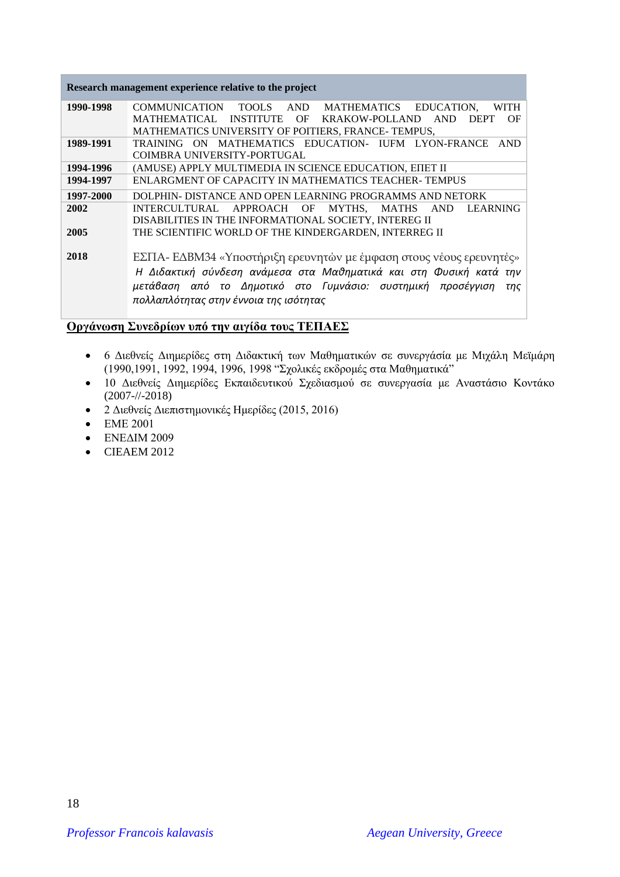| Research management experience relative to the project | |
|---|---|
| **1990-1998** | COMMUNICATION TOOLS AND MATHEMATICS EDUCATION, WITH MATHEMATICAL INSTITUTE OF KRAKOW-POLLAND AND DEPT OF MATHEMATICS UNIVERSITY OF POITIERS, FRANCE- TEMPUS, |
| **1989-1991** | TRAINING ON MATHEMATICS EDUCATION- IUFM LYON-FRANCE AND COIMBRA UNIVERSITY-PORTUGAL |
| **1994-1996** | (AMUSE) APPLY MULTIMEDIA IN SCIENCE EDUCATION, ΕΠΕΤ ΙΙ |
| **1994-1997** | ENLARGMENT OF CAPACITY IN MATHEMATICS TEACHER- TEMPUS |
| **1997-2000** | DOLPHIN- DISTANCE AND OPEN LEARNING PROGRAMMS AND NETORK |
| **2002** | INTERCULTURAL APPROACH OF MYTHS, MATHS AND LEARNING DISABILITIES IN THE INFORMATIONAL SOCIETY, INTEREG II |
| **2005** | THE SCIENTIFIC WORLD OF THE KINDERGARDEN, INTERREG II |
| **2018** | ΕΣΠΑ- ΕΔΒΜ34 «Υποστήριξη ερευνητών με έμφαση στους νέους ερευνητές» *Η Διδακτική σύνδεση ανάμεσα στα Μαθηματικά και στη Φυσική κατά την μετάβαση από το Δημοτικό στο Γυμνάσιο: συστημική προσέγγιση της πολλαπλότητας στην έννοια της ισότητας* |

**<u>Οργάνωση Συνεδρίων υπό την αιγίδα τους ΤΕΠΑΕΣ</u>**

- 6 Διεθνείς Διημερίδες στη Διδακτική των Μαθηματικών σε συνεργάσία με Μιχάλη Μεϊμάρη (1990,1991, 1992, 1994, 1996, 1998 "Σχολικές εκδρομές στα Μαθηματικά"
- 10 Διεθνείς Διημερίδες Εκπαιδευτικού Σχεδιασμού σε συνεργασία με Αναστάσιο Κοντάκο (2007-//-2018)
- 2 Διεθνείς Διεπιστημονικές Ημερίδες (2015, 2016)
- ΕΜΕ 2001
- ΕΝΕΔΙΜ 2009
- CIEAEM 2012